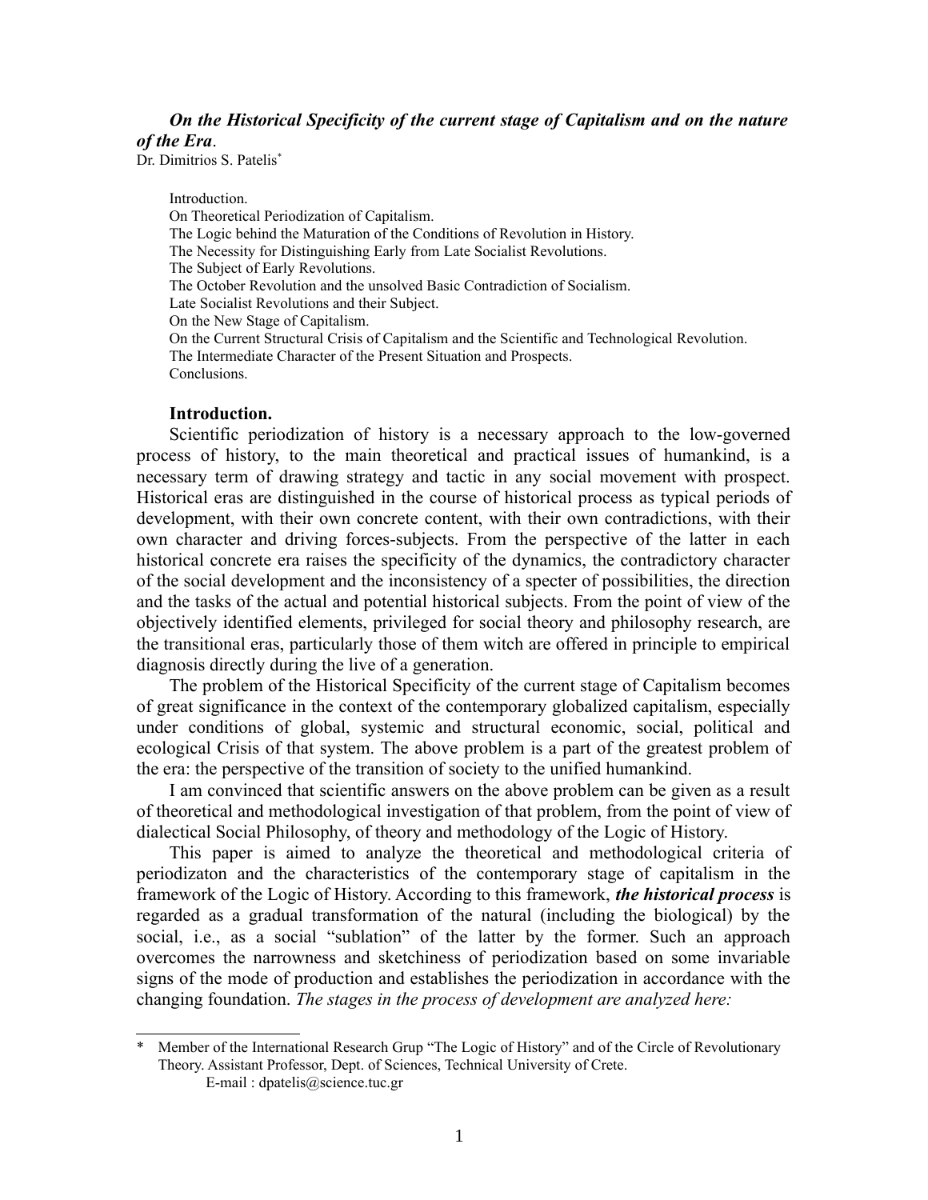# *On the Historical Specificity of the current stage of Capitalism and on the nature of the Era*.

Dr. Dimitrios S. Patelis*

- Introduction.
- On Theoretical Periodization of Capitalism.
- The Logic behind the Maturation of the Conditions of Revolution in History.
- The Necessity for Distinguishing Early from Late Socialist Revolutions.
- The Subject of Early Revolutions.
- The October Revolution and the unsolved Basic Contradiction of Socialism.
- Late Socialist Revolutions and their Subject.
- On the New Stage of Capitalism.
- On the Current Structural Crisis of Capitalism and the Scientific and Technological Revolution.
- The Intermediate Character of the Present Situation and Prospects.
- Conclusions.

## Introduction.

Scientific periodization of history is a necessary approach to the low-governed process of history, to the main theoretical and practical issues of humankind, is a necessary term of drawing strategy and tactic in any social movement with prospect. Historical eras are distinguished in the course of historical process as typical periods of development, with their own concrete content, with their own contradictions, with their own character and driving forces-subjects. From the perspective of the latter in each historical concrete era raises the specificity of the dynamics, the contradictory character of the social development and the inconsistency of a specter of possibilities, the direction and the tasks of the actual and potential historical subjects. From the point of view of the objectively identified elements, privileged for social theory and philosophy research, are the transitional eras, particularly those of them witch are offered in principle to empirical diagnosis directly during the live of a generation.

The problem of the Historical Specificity of the current stage of Capitalism becomes of great significance in the context of the contemporary globalized capitalism, especially under conditions of global, systemic and structural economic, social, political and ecological Crisis of that system. The above problem is a part of the greatest problem of the era: the perspective of the transition of society to the unified humankind.

I am convinced that scientific answers on the above problem can be given as a result of theoretical and methodological investigation of that problem, from the point of view of dialectical Social Philosophy, of theory and methodology of the Logic of History.

This paper is aimed to analyze the theoretical and methodological criteria of periodizaton and the characteristics of the contemporary stage of capitalism in the framework of the Logic of History. According to this framework, ***the historical process*** is regarded as a gradual transformation of the natural (including the biological) by the social, i.e., as a social "sublation" of the latter by the former. Such an approach overcomes the narrowness and sketchiness of periodization based on some invariable signs of the mode of production and establishes the periodization in accordance with the changing foundation. *The stages in the process of development are analyzed here:*

---

\* Member of the International Research Grup "The Logic of History" and of the Circle of Revolutionary Theory. Assistant Professor, Dept. of Sciences, Technical University of Crete. E-mail : dpatelis@science.tuc.gr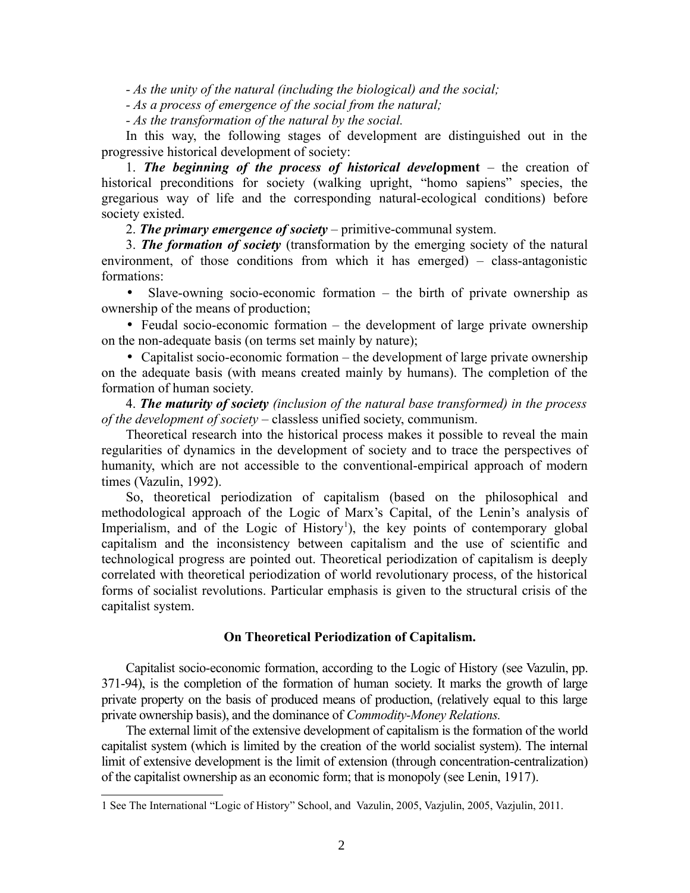*- As the unity of the natural (including the biological) and the social;*

*- As a process of emergence of the social from the natural;*

*- As the transformation of the natural by the social.*

In this way, the following stages of development are distinguished out in the progressive historical development of society:

1. ***The beginning of the process of historical devel*opment** – the creation of historical preconditions for society (walking upright, "homo sapiens" species, the gregarious way of life and the corresponding natural-ecological conditions) before society existed.

2. ***The primary emergence of society*** – primitive-communal system.

3. ***The formation of society*** (transformation by the emerging society of the natural environment, of those conditions from which it has emerged) – class-antagonistic formations:

- Slave-owning socio-economic formation – the birth of private ownership as ownership of the means of production;
- Feudal socio-economic formation – the development of large private ownership on the non-adequate basis (on terms set mainly by nature);
- Capitalist socio-economic formation – the development of large private ownership on the adequate basis (with means created mainly by humans). The completion of the formation of human society.

4. ***The maturity of society*** *(inclusion of the natural base transformed) in the process of the development of society* – classless unified society, communism.

Theoretical research into the historical process makes it possible to reveal the main regularities of dynamics in the development of society and to trace the perspectives of humanity, which are not accessible to the conventional-empirical approach of modern times (Vazulin, 1992).

So, theoretical periodization of capitalism (based on the philosophical and methodological approach of the Logic of Marx's Capital, of the Lenin's analysis of Imperialism, and of the Logic of History[1]), the key points of contemporary global capitalism and the inconsistency between capitalism and the use of scientific and technological progress are pointed out. Theoretical periodization of capitalism is deeply correlated with theoretical periodization of world revolutionary process, of the historical forms of socialist revolutions. Particular emphasis is given to the structural crisis of the capitalist system.

## On Theoretical Periodization of Capitalism.

Capitalist socio-economic formation, according to the Logic of History (see Vazulin, pp. 371-94), is the completion of the formation of human society. It marks the growth of large private property on the basis of produced means of production, (relatively equal to this large private ownership basis), and the dominance of *Commodity-Money Relations.*

The external limit of the extensive development of capitalism is the formation of the world capitalist system (which is limited by the creation of the world socialist system). The internal limit of extensive development is the limit of extension (through concentration-centralization) of the capitalist ownership as an economic form; that is monopoly (see Lenin, 1917).

---

[1] See The International "Logic of History" School, and Vazulin, 2005, Vazjulin, 2005, Vazjulin, 2011.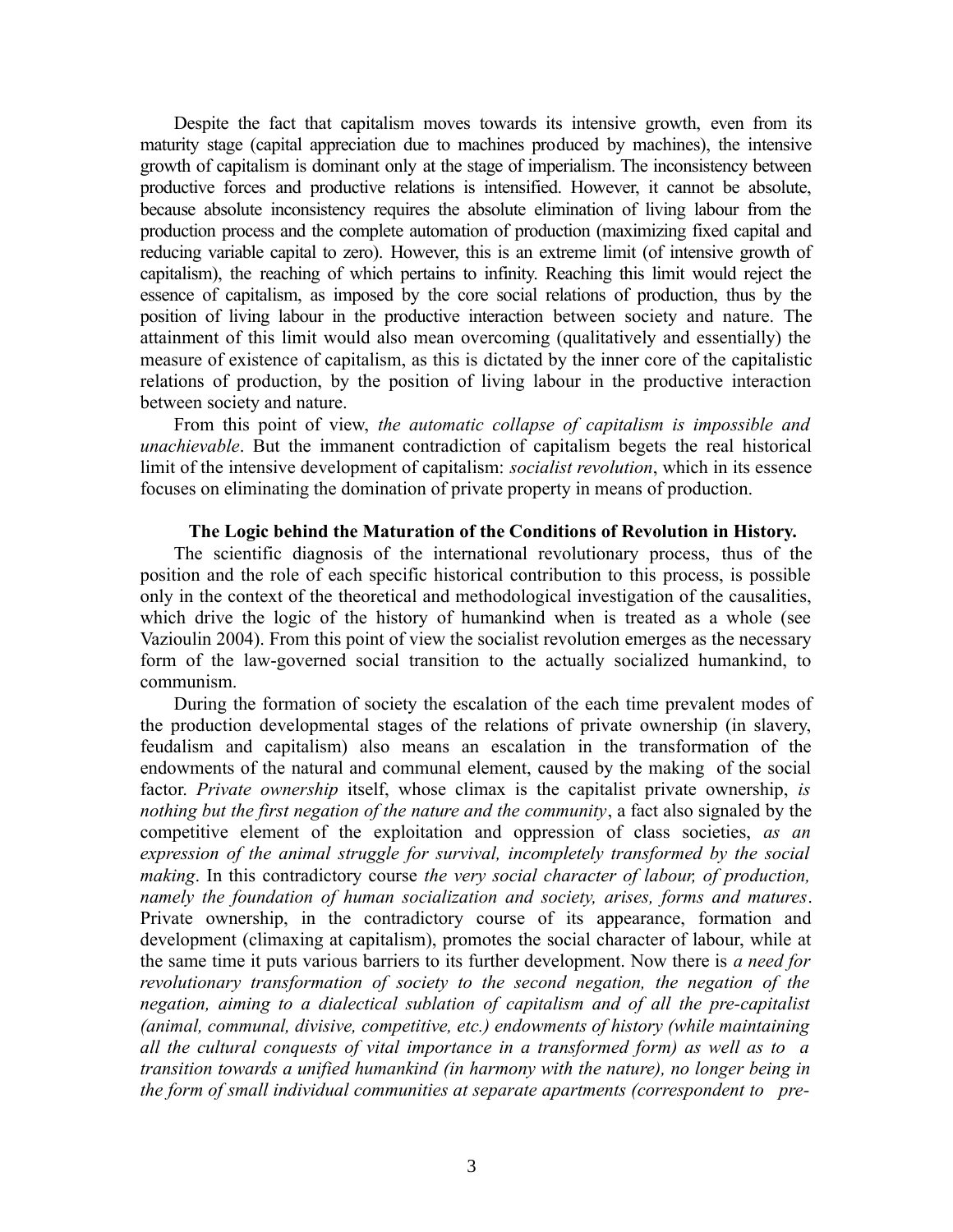Despite the fact that capitalism moves towards its intensive growth, even from its maturity stage (capital appreciation due to machines produced by machines), the intensive growth of capitalism is dominant only at the stage of imperialism. The inconsistency between productive forces and productive relations is intensified. However, it cannot be absolute, because absolute inconsistency requires the absolute elimination of living labour from the production process and the complete automation of production (maximizing fixed capital and reducing variable capital to zero). However, this is an extreme limit (of intensive growth of capitalism), the reaching of which pertains to infinity. Reaching this limit would reject the essence of capitalism, as imposed by the core social relations of production, thus by the position of living labour in the productive interaction between society and nature. The attainment of this limit would also mean overcoming (qualitatively and essentially) the measure of existence of capitalism, as this is dictated by the inner core of the capitalistic relations of production, by the position of living labour in the productive interaction between society and nature.

From this point of view, *the automatic collapse of capitalism is impossible and unachievable*. But the immanent contradiction of capitalism begets the real historical limit of the intensive development of capitalism: *socialist revolution*, which in its essence focuses on eliminating the domination of private property in means of production.

**The Logic behind the Maturation of the Conditions of Revolution in History.**

The scientific diagnosis of the international revolutionary process, thus of the position and the role of each specific historical contribution to this process, is possible only in the context of the theoretical and methodological investigation of the causalities, which drive the logic of the history of humankind when is treated as a whole (see Vazioulin 2004). From this point of view the socialist revolution emerges as the necessary form of the law-governed social transition to the actually socialized humankind, to communism.

During the formation of society the escalation of the each time prevalent modes of the production developmental stages of the relations of private ownership (in slavery, feudalism and capitalism) also means an escalation in the transformation of the endowments of the natural and communal element, caused by the making of the social factor. *Private ownership* itself, whose climax is the capitalist private ownership, *is nothing but the first negation of the nature and the community*, a fact also signaled by the competitive element of the exploitation and oppression of class societies, *as an expression of the animal struggle for survival, incompletely transformed by the social making*. In this contradictory course *the very social character of labour, of production, namely the foundation of human socialization and society, arises, forms and matures*. Private ownership, in the contradictory course of its appearance, formation and development (climaxing at capitalism), promotes the social character of labour, while at the same time it puts various barriers to its further development. Now there is *a need for revolutionary transformation of society to the second negation, the negation of the negation, aiming to a dialectical sublation of capitalism and of all the pre-capitalist (animal, communal, divisive, competitive, etc.) endowments of history (while maintaining all the cultural conquests of vital importance in a transformed form) as well as to a transition towards a unified humankind (in harmony with the nature), no longer being in the form of small individual communities at separate apartments (correspondent to pre-*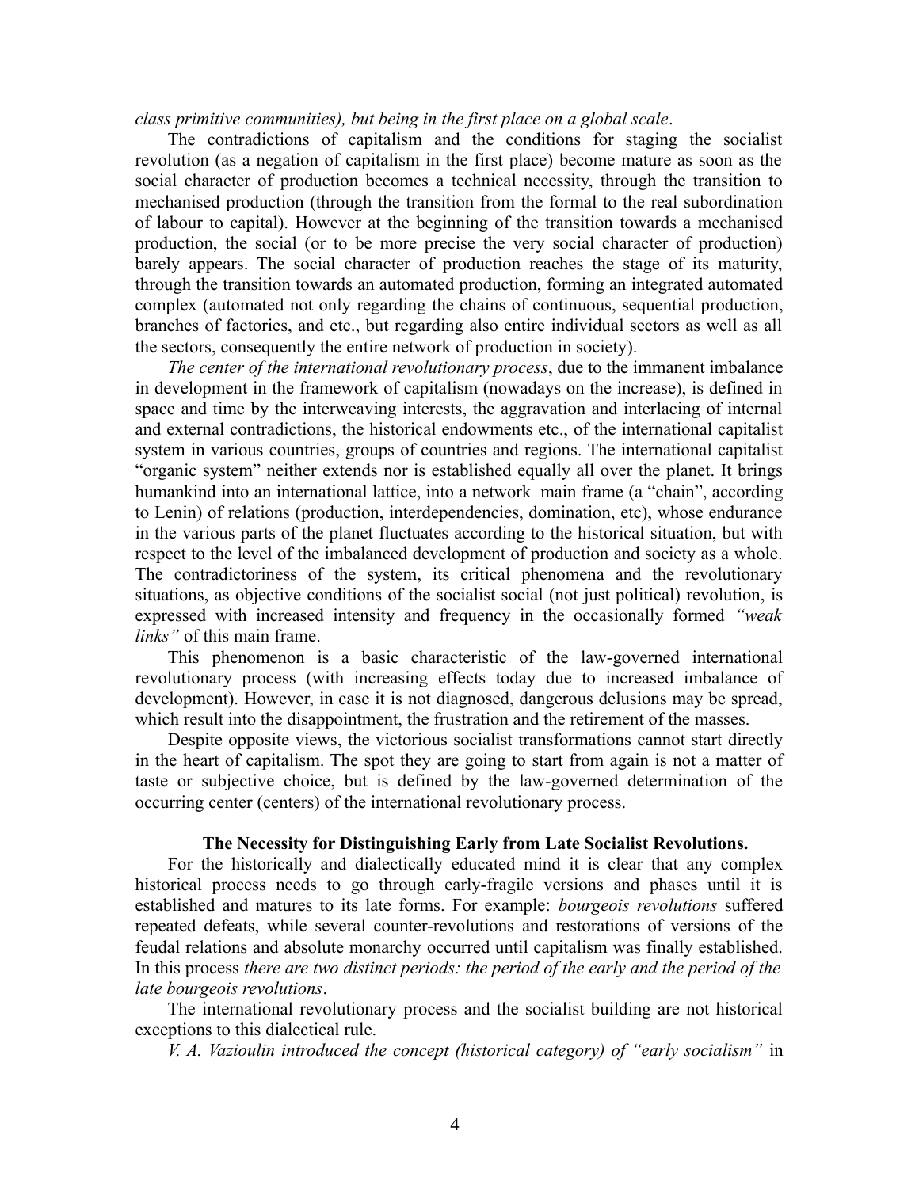*class primitive communities), but being in the first place on a global scale*.

The contradictions of capitalism and the conditions for staging the socialist revolution (as a negation of capitalism in the first place) become mature as soon as the social character of production becomes a technical necessity, through the transition to mechanised production (through the transition from the formal to the real subordination of labour to capital). However at the beginning of the transition towards a mechanised production, the social (or to be more precise the very social character of production) barely appears. The social character of production reaches the stage of its maturity, through the transition towards an automated production, forming an integrated automated complex (automated not only regarding the chains of continuous, sequential production, branches of factories, and etc., but regarding also entire individual sectors as well as all the sectors, consequently the entire network of production in society).

*The center of the international revolutionary process*, due to the immanent imbalance in development in the framework of capitalism (nowadays on the increase), is defined in space and time by the interweaving interests, the aggravation and interlacing of internal and external contradictions, the historical endowments etc., of the international capitalist system in various countries, groups of countries and regions. The international capitalist "organic system" neither extends nor is established equally all over the planet. It brings humankind into an international lattice, into a network–main frame (a "chain", according to Lenin) of relations (production, interdependencies, domination, etc), whose endurance in the various parts of the planet fluctuates according to the historical situation, but with respect to the level of the imbalanced development of production and society as a whole. The contradictoriness of the system, its critical phenomena and the revolutionary situations, as objective conditions of the socialist social (not just political) revolution, is expressed with increased intensity and frequency in the occasionally formed *"weak links"* of this main frame.

This phenomenon is a basic characteristic of the law-governed international revolutionary process (with increasing effects today due to increased imbalance of development). However, in case it is not diagnosed, dangerous delusions may be spread, which result into the disappointment, the frustration and the retirement of the masses.

Despite opposite views, the victorious socialist transformations cannot start directly in the heart of capitalism. The spot they are going to start from again is not a matter of taste or subjective choice, but is defined by the law-governed determination of the occurring center (centers) of the international revolutionary process.

### The Necessity for Distinguishing Early from Late Socialist Revolutions.

For the historically and dialectically educated mind it is clear that any complex historical process needs to go through early-fragile versions and phases until it is established and matures to its late forms. For example: *bourgeois revolutions* suffered repeated defeats, while several counter-revolutions and restorations of versions of the feudal relations and absolute monarchy occurred until capitalism was finally established. In this process *there are two distinct periods: the period of the early and the period of the late bourgeois revolutions*.

The international revolutionary process and the socialist building are not historical exceptions to this dialectical rule.

*V. A. Vazioulin introduced the concept (historical category) of "early socialism"* in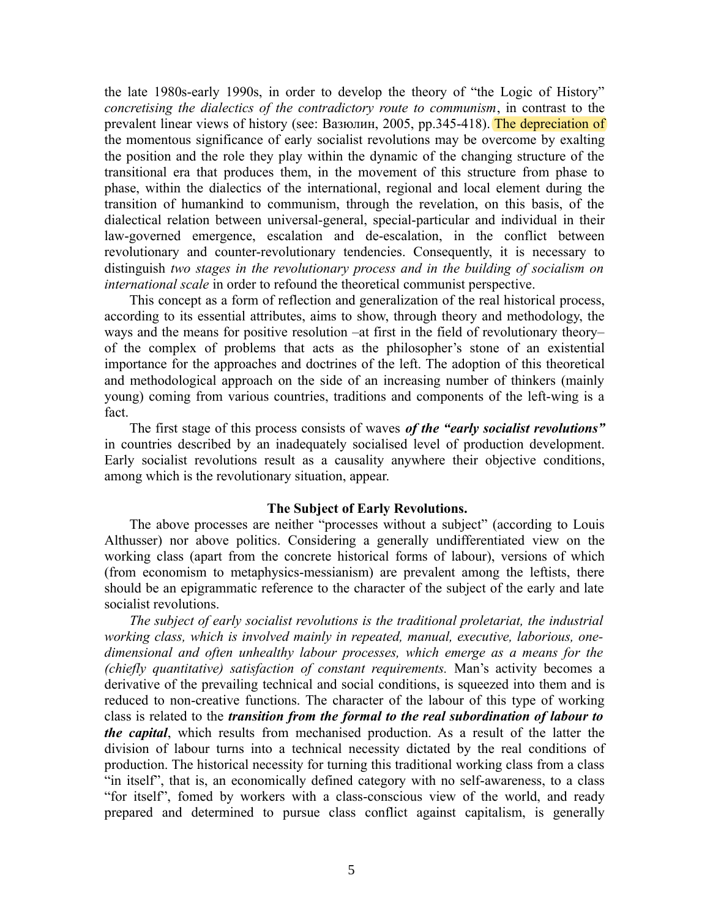the late 1980s-early 1990s, in order to develop the theory of "the Logic of History" *concretising the dialectics of the contradictory route to communism*, in contrast to the prevalent linear views of history (see: Вазюлин, 2005, pp.345-418). The depreciation of the momentous significance of early socialist revolutions may be overcome by exalting the position and the role they play within the dynamic of the changing structure of the transitional era that produces them, in the movement of this structure from phase to phase, within the dialectics of the international, regional and local element during the transition of humankind to communism, through the revelation, on this basis, of the dialectical relation between universal-general, special-particular and individual in their law-governed emergence, escalation and de-escalation, in the conflict between revolutionary and counter-revolutionary tendencies. Consequently, it is necessary to distinguish *two stages in the revolutionary process and in the building of socialism on international scale* in order to refound the theoretical communist perspective.

This concept as a form of reflection and generalization of the real historical process, according to its essential attributes, aims to show, through theory and methodology, the ways and the means for positive resolution –at first in the field of revolutionary theory– of the complex of problems that acts as the philosopher's stone of an existential importance for the approaches and doctrines of the left. The adoption of this theoretical and methodological approach on the side of an increasing number of thinkers (mainly young) coming from various countries, traditions and components of the left-wing is a fact.

The first stage of this process consists of waves ***of the "early socialist revolutions"*** in countries described by an inadequately socialised level of production development. Early socialist revolutions result as a causality anywhere their objective conditions, among which is the revolutionary situation, appear.

## The Subject of Early Revolutions.

The above processes are neither "processes without a subject" (according to Louis Althusser) nor above politics. Considering a generally undifferentiated view on the working class (apart from the concrete historical forms of labour), versions of which (from economism to metaphysics-messianism) are prevalent among the leftists, there should be an epigrammatic reference to the character of the subject of the early and late socialist revolutions.

*The subject of early socialist revolutions is the traditional proletariat, the industrial working class, which is involved mainly in repeated, manual, executive, laborious, one-dimensional and often unhealthy labour processes, which emerge as a means for the (chiefly quantitative) satisfaction of constant requirements.* Man's activity becomes a derivative of the prevailing technical and social conditions, is squeezed into them and is reduced to non-creative functions. The character of the labour of this type of working class is related to the ***transition from the formal to the real subordination of labour to the capital***, which results from mechanised production. As a result of the latter the division of labour turns into a technical necessity dictated by the real conditions of production. The historical necessity for turning this traditional working class from a class "in itself", that is, an economically defined category with no self-awareness, to a class "for itself", fomed by workers with a class-conscious view of the world, and ready prepared and determined to pursue class conflict against capitalism, is generally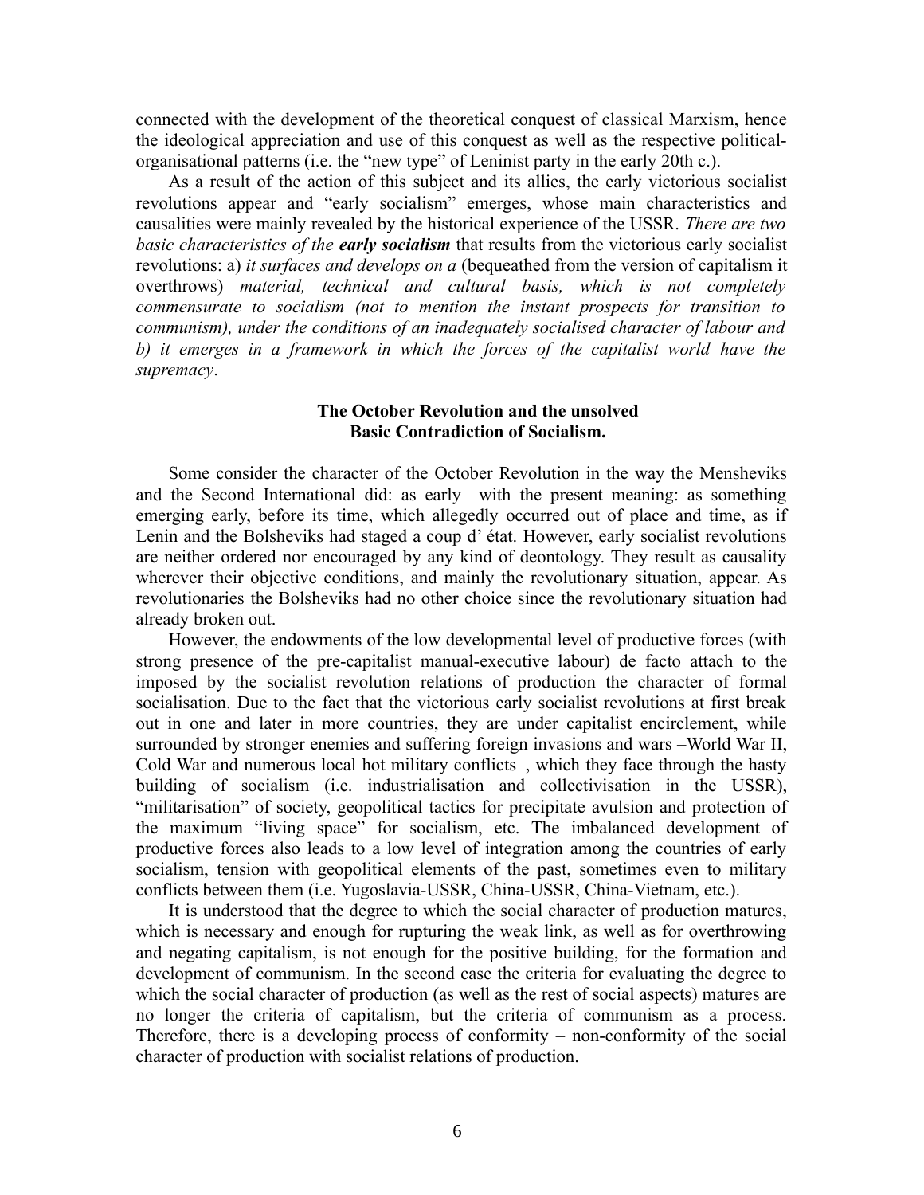connected with the development of the theoretical conquest of classical Marxism, hence the ideological appreciation and use of this conquest as well as the respective political-organisational patterns (i.e. the "new type" of Leninist party in the early 20th c.).

As a result of the action of this subject and its allies, the early victorious socialist revolutions appear and "early socialism" emerges, whose main characteristics and causalities were mainly revealed by the historical experience of the USSR. *There are two basic characteristics of the **early socialism*** that results from the victorious early socialist revolutions: a) *it surfaces and develops on a* (bequeathed from the version of capitalism it overthrows) *material, technical and cultural basis, which is not completely commensurate to socialism (not to mention the instant prospects for transition to communism), under the conditions of an inadequately socialised character of labour and b) it emerges in a framework in which the forces of the capitalist world have the supremacy*.

### The October Revolution and the unsolved Basic Contradiction of Socialism.

Some consider the character of the October Revolution in the way the Mensheviks and the Second International did: as early –with the present meaning: as something emerging early, before its time, which allegedly occurred out of place and time, as if Lenin and the Bolsheviks had staged a coup d' état. However, early socialist revolutions are neither ordered nor encouraged by any kind of deontology. They result as causality wherever their objective conditions, and mainly the revolutionary situation, appear. As revolutionaries the Bolsheviks had no other choice since the revolutionary situation had already broken out.

However, the endowments of the low developmental level of productive forces (with strong presence of the pre-capitalist manual-executive labour) de facto attach to the imposed by the socialist revolution relations of production the character of formal socialisation. Due to the fact that the victorious early socialist revolutions at first break out in one and later in more countries, they are under capitalist encirclement, while surrounded by stronger enemies and suffering foreign invasions and wars –World War II, Cold War and numerous local hot military conflicts–, which they face through the hasty building of socialism (i.e. industrialisation and collectivisation in the USSR), "militarisation" of society, geopolitical tactics for precipitate avulsion and protection of the maximum "living space" for socialism, etc. The imbalanced development of productive forces also leads to a low level of integration among the countries of early socialism, tension with geopolitical elements of the past, sometimes even to military conflicts between them (i.e. Yugoslavia-USSR, China-USSR, China-Vietnam, etc.).

It is understood that the degree to which the social character of production matures, which is necessary and enough for rupturing the weak link, as well as for overthrowing and negating capitalism, is not enough for the positive building, for the formation and development of communism. In the second case the criteria for evaluating the degree to which the social character of production (as well as the rest of social aspects) matures are no longer the criteria of capitalism, but the criteria of communism as a process. Therefore, there is a developing process of conformity – non-conformity of the social character of production with socialist relations of production.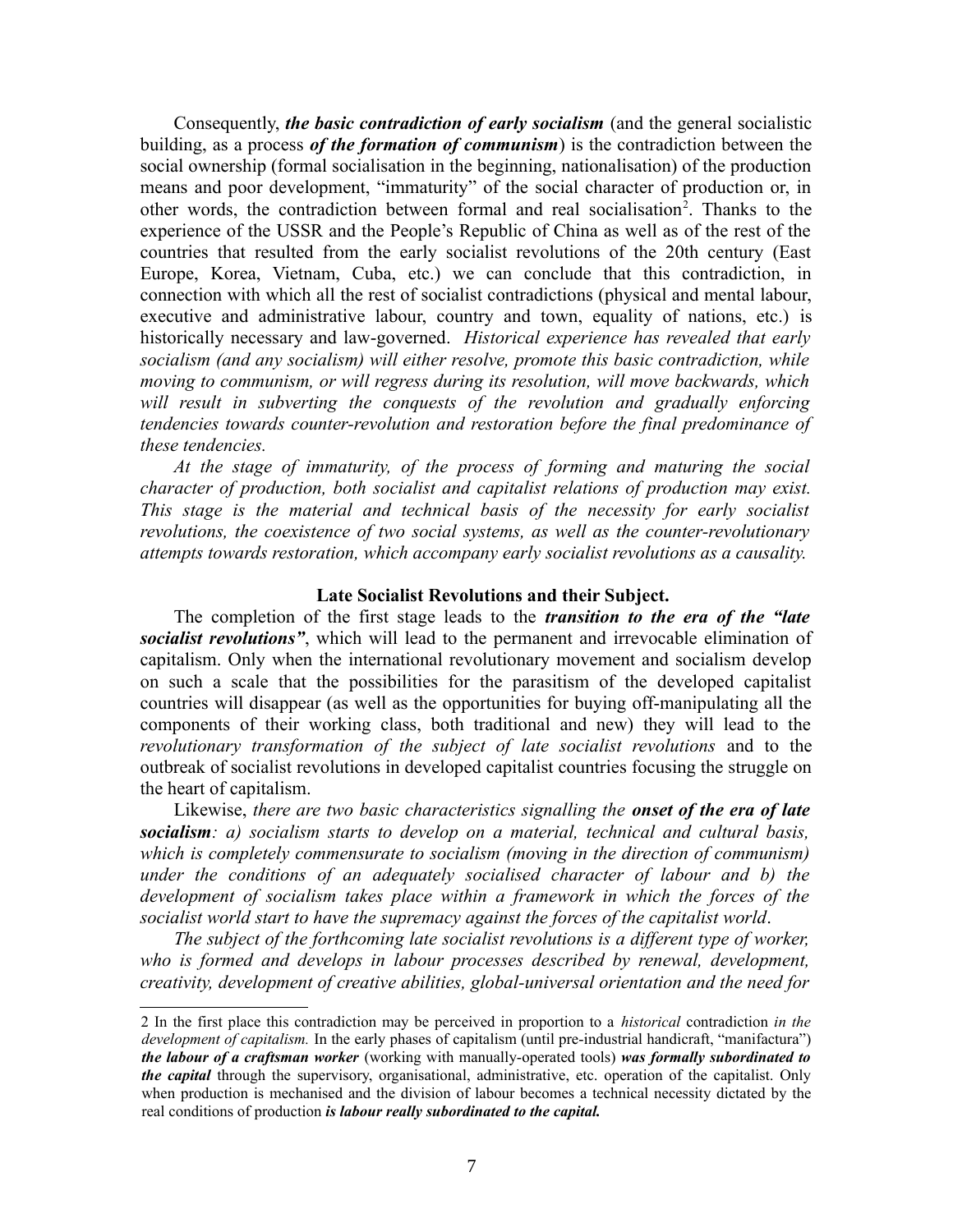Consequently, ***the basic contradiction of early socialism*** (and the general socialistic building, as a process ***of the formation of communism***) is the contradiction between the social ownership (formal socialisation in the beginning, nationalisation) of the production means and poor development, "immaturity" of the social character of production or, in other words, the contradiction between formal and real socialisation[2]. Thanks to the experience of the USSR and the People's Republic of China as well as of the rest of the countries that resulted from the early socialist revolutions of the 20th century (East Europe, Korea, Vietnam, Cuba, etc.) we can conclude that this contradiction, in connection with which all the rest of socialist contradictions (physical and mental labour, executive and administrative labour, country and town, equality of nations, etc.) is historically necessary and law-governed. *Historical experience has revealed that early socialism (and any socialism) will either resolve, promote this basic contradiction, while moving to communism, or will regress during its resolution, will move backwards, which will result in subverting the conquests of the revolution and gradually enforcing tendencies towards counter-revolution and restoration before the final predominance of these tendencies.*

*At the stage of immaturity, of the process of forming and maturing the social character of production, both socialist and capitalist relations of production may exist. This stage is the material and technical basis of the necessity for early socialist revolutions, the coexistence of two social systems, as well as the counter-revolutionary attempts towards restoration, which accompany early socialist revolutions as a causality.*

### Late Socialist Revolutions and their Subject.

The completion of the first stage leads to the ***transition to the era of the "late socialist revolutions"***, which will lead to the permanent and irrevocable elimination of capitalism. Only when the international revolutionary movement and socialism develop on such a scale that the possibilities for the parasitism of the developed capitalist countries will disappear (as well as the opportunities for buying off-manipulating all the components of their working class, both traditional and new) they will lead to the *revolutionary transformation of the subject of late socialist revolutions* and to the outbreak of socialist revolutions in developed capitalist countries focusing the struggle on the heart of capitalism.

Likewise, *there are two basic characteristics signalling the* ***onset of the era of late socialism****: a) socialism starts to develop on a material, technical and cultural basis, which is completely commensurate to socialism (moving in the direction of communism) under the conditions of an adequately socialised character of labour and b) the development of socialism takes place within a framework in which the forces of the socialist world start to have the supremacy against the forces of the capitalist world*.

*The subject of the forthcoming late socialist revolutions is a different type of worker, who is formed and develops in labour processes described by renewal, development, creativity, development of creative abilities, global-universal orientation and the need for*

---

2 In the first place this contradiction may be perceived in proportion to a *historical* contradiction *in the development of capitalism.* In the early phases of capitalism (until pre-industrial handicraft, "manifactura") ***the labour of a craftsman worker*** (working with manually-operated tools) ***was formally subordinated to the capital*** through the supervisory, organisational, administrative, etc. operation of the capitalist. Only when production is mechanised and the division of labour becomes a technical necessity dictated by the real conditions of production ***is labour really subordinated to the capital.***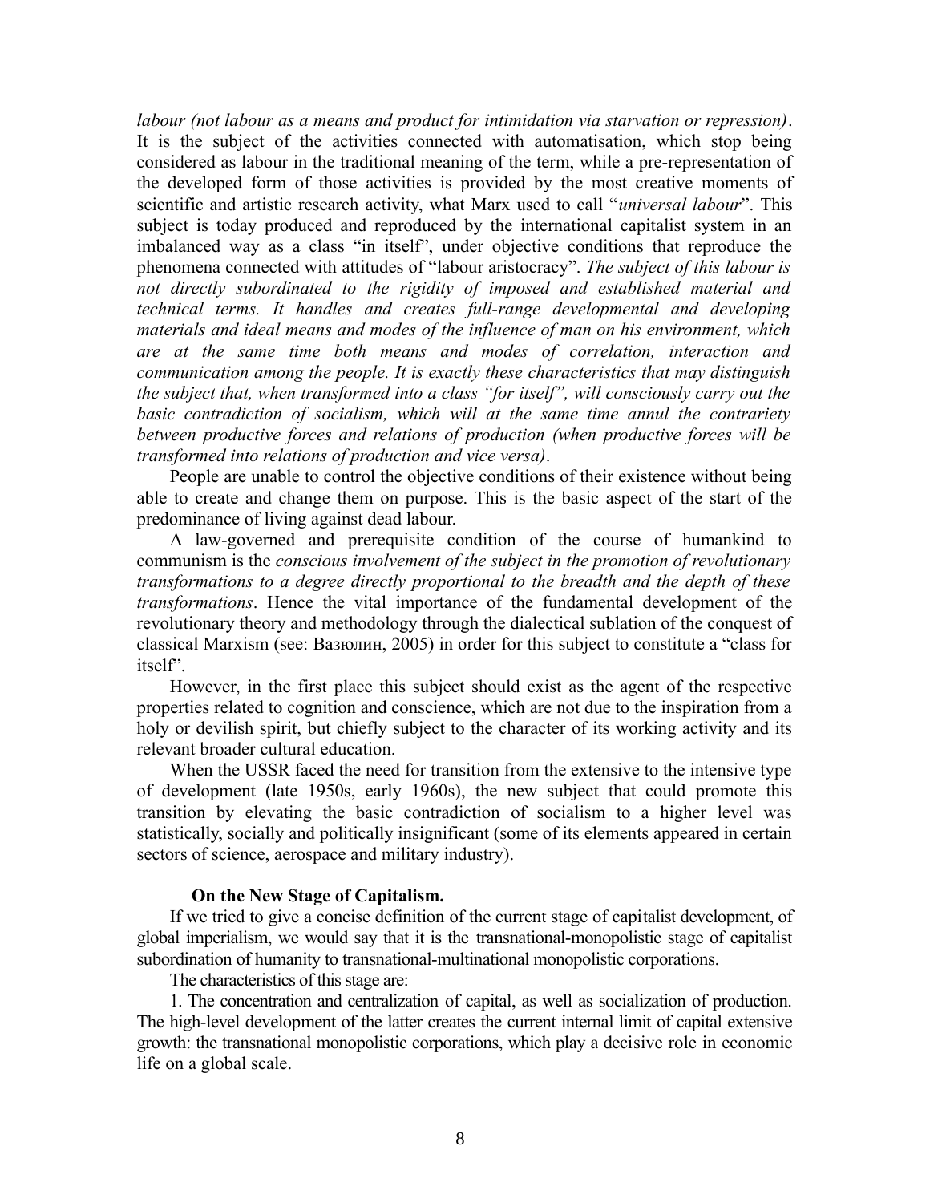*labour (not labour as a means and product for intimidation via starvation or repression)*. It is the subject of the activities connected with automatisation, which stop being considered as labour in the traditional meaning of the term, while a pre-representation of the developed form of those activities is provided by the most creative moments of scientific and artistic research activity, what Marx used to call "*universal labour*". This subject is today produced and reproduced by the international capitalist system in an imbalanced way as a class "in itself", under objective conditions that reproduce the phenomena connected with attitudes of "labour aristocracy". *The subject of this labour is not directly subordinated to the rigidity of imposed and established material and technical terms. It handles and creates full-range developmental and developing materials and ideal means and modes of the influence of man on his environment, which are at the same time both means and modes of correlation, interaction and communication among the people. It is exactly these characteristics that may distinguish the subject that, when transformed into a class "for itself", will consciously carry out the basic contradiction of socialism, which will at the same time annul the contrariety between productive forces and relations of production (when productive forces will be transformed into relations of production and vice versa)*.

People are unable to control the objective conditions of their existence without being able to create and change them on purpose. This is the basic aspect of the start of the predominance of living against dead labour.

A law-governed and prerequisite condition of the course of humankind to communism is the *conscious involvement of the subject in the promotion of revolutionary transformations to a degree directly proportional to the breadth and the depth of these transformations*. Hence the vital importance of the fundamental development of the revolutionary theory and methodology through the dialectical sublation of the conquest of classical Marxism (see: Вазюлин, 2005) in order for this subject to constitute a "class for itself".

However, in the first place this subject should exist as the agent of the respective properties related to cognition and conscience, which are not due to the inspiration from a holy or devilish spirit, but chiefly subject to the character of its working activity and its relevant broader cultural education.

When the USSR faced the need for transition from the extensive to the intensive type of development (late 1950s, early 1960s), the new subject that could promote this transition by elevating the basic contradiction of socialism to a higher level was statistically, socially and politically insignificant (some of its elements appeared in certain sectors of science, aerospace and military industry).

### On the New Stage of Capitalism.

If we tried to give a concise definition of the current stage of capitalist development, of global imperialism, we would say that it is the transnational-monopolistic stage of capitalist subordination of humanity to transnational-multinational monopolistic corporations.

The characteristics of this stage are:

1. The concentration and centralization of capital, as well as socialization of production. The high-level development of the latter creates the current internal limit of capital extensive growth: the transnational monopolistic corporations, which play a decisive role in economic life on a global scale.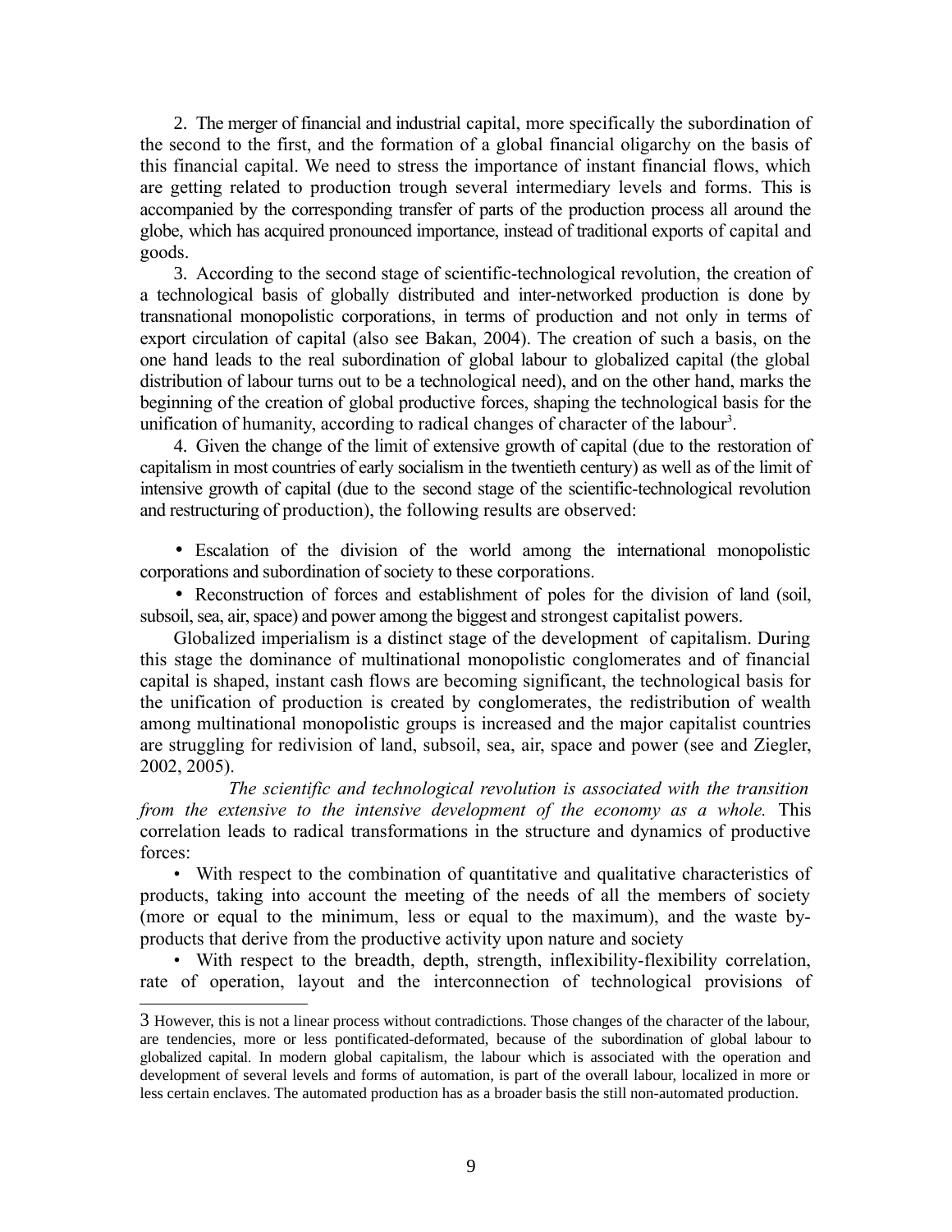2. The merger of financial and industrial capital, more specifically the subordination of the second to the first, and the formation of a global financial oligarchy on the basis of this financial capital. We need to stress the importance of instant financial flows, which are getting related to production trough several intermediary levels and forms. This is accompanied by the corresponding transfer of parts of the production process all around the globe, which has acquired pronounced importance, instead of traditional exports of capital and goods.

3. According to the second stage of scientific-technological revolution, the creation of a technological basis of globally distributed and inter-networked production is done by transnational monopolistic corporations, in terms of production and not only in terms of export circulation of capital (also see Bakan, 2004). The creation of such a basis, on the one hand leads to the real subordination of global labour to globalized capital (the global distribution of labour turns out to be a technological need), and on the other hand, marks the beginning of the creation of global productive forces, shaping the technological basis for the unification of humanity, according to radical changes of character of the labour[3].

4. Given the change of the limit of extensive growth of capital (due to the restoration of capitalism in most countries of early socialism in the twentieth century) as well as of the limit of intensive growth of capital (due to the second stage of the scientific-technological revolution and restructuring of production), the following results are observed:

- Escalation of the division of the world among the international monopolistic corporations and subordination of society to these corporations.
- Reconstruction of forces and establishment of poles for the division of land (soil, subsoil, sea, air, space) and power among the biggest and strongest capitalist powers.

Globalized imperialism is a distinct stage of the development of capitalism. During this stage the dominance of multinational monopolistic conglomerates and of financial capital is shaped, instant cash flows are becoming significant, the technological basis for the unification of production is created by conglomerates, the redistribution of wealth among multinational monopolistic groups is increased and the major capitalist countries are struggling for redivision of land, subsoil, sea, air, space and power (see and Ziegler, 2002, 2005).

*The scientific and technological revolution is associated with the transition from the extensive to the intensive development of the economy as a whole.* This correlation leads to radical transformations in the structure and dynamics of productive forces:

- With respect to the combination of quantitative and qualitative characteristics of products, taking into account the meeting of the needs of all the members of society (more or equal to the minimum, less or equal to the maximum), and the waste by-products that derive from the productive activity upon nature and society
- With respect to the breadth, depth, strength, inflexibility-flexibility correlation, rate of operation, layout and the interconnection of technological provisions of

---

3 However, this is not a linear process without contradictions. Those changes of the character of the labour, are tendencies, more or less pontificated-deformated, because of the subordination of global labour to globalized capital. In modern global capitalism, the labour which is associated with the operation and development of several levels and forms of automation, is part of the overall labour, localized in more or less certain enclaves. The automated production has as a broader basis the still non-automated production.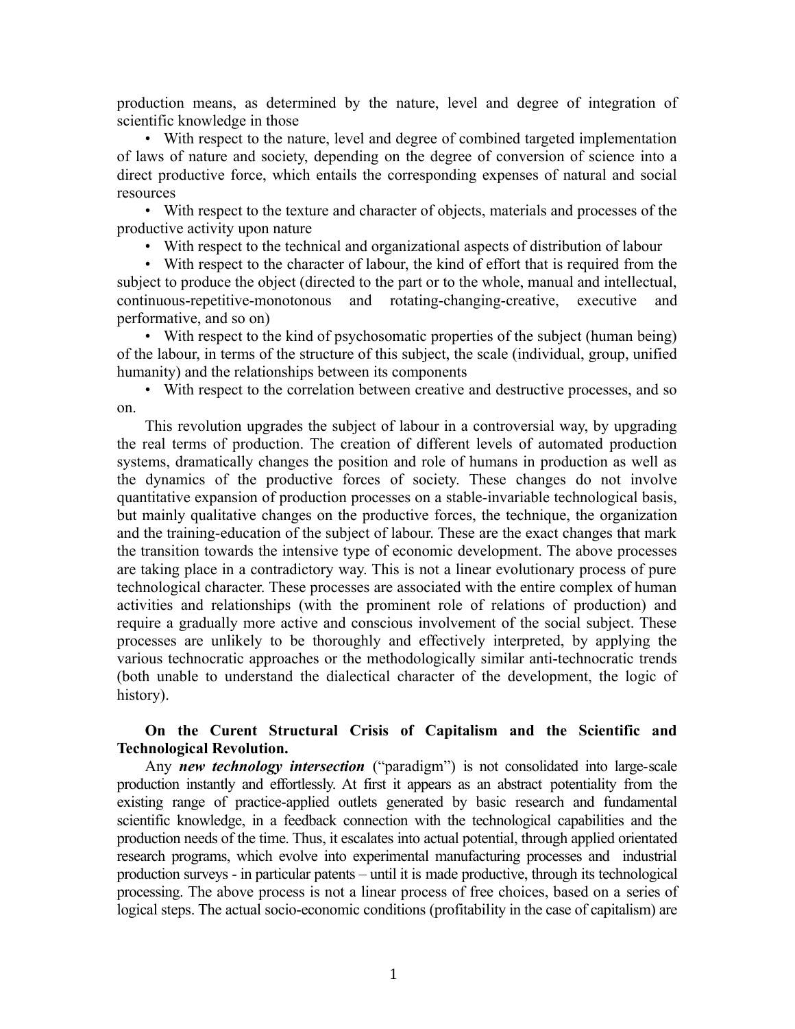production means, as determined by the nature, level and degree of integration of scientific knowledge in those

- With respect to the nature, level and degree of combined targeted implementation of laws of nature and society, depending on the degree of conversion of science into a direct productive force, which entails the corresponding expenses of natural and social resources
- With respect to the texture and character of objects, materials and processes of the productive activity upon nature
- With respect to the technical and organizational aspects of distribution of labour
- With respect to the character of labour, the kind of effort that is required from the subject to produce the object (directed to the part or to the whole, manual and intellectual, continuous-repetitive-monotonous and rotating-changing-creative, executive and performative, and so on)
- With respect to the kind of psychosomatic properties of the subject (human being) of the labour, in terms of the structure of this subject, the scale (individual, group, unified humanity) and the relationships between its components
- With respect to the correlation between creative and destructive processes, and so on.

This revolution upgrades the subject of labour in a controversial way, by upgrading the real terms of production. The creation of different levels of automated production systems, dramatically changes the position and role of humans in production as well as the dynamics of the productive forces of society. These changes do not involve quantitative expansion of production processes on a stable-invariable technological basis, but mainly qualitative changes on the productive forces, the technique, the organization and the training-education of the subject of labour. These are the exact changes that mark the transition towards the intensive type of economic development. The above processes are taking place in a contradictory way. This is not a linear evolutionary process of pure technological character. These processes are associated with the entire complex of human activities and relationships (with the prominent role of relations of production) and require a gradually more active and conscious involvement of the social subject. These processes are unlikely to be thoroughly and effectively interpreted, by applying the various technocratic approaches or the methodologically similar anti-technocratic trends (both unable to understand the dialectical character of the development, the logic of history).

**On the Curent Structural Crisis of Capitalism and the Scientific and Technological Revolution.**

Any ***new technology intersection*** ("paradigm") is not consolidated into large-scale production instantly and effortlessly. At first it appears as an abstract potentiality from the existing range of practice-applied outlets generated by basic research and fundamental scientific knowledge, in a feedback connection with the technological capabilities and the production needs of the time. Thus, it escalates into actual potential, through applied orientated research programs, which evolve into experimental manufacturing processes and industrial production surveys - in particular patents – until it is made productive, through its technological processing. The above process is not a linear process of free choices, based on a series of logical steps. The actual socio-economic conditions (profitability in the case of capitalism) are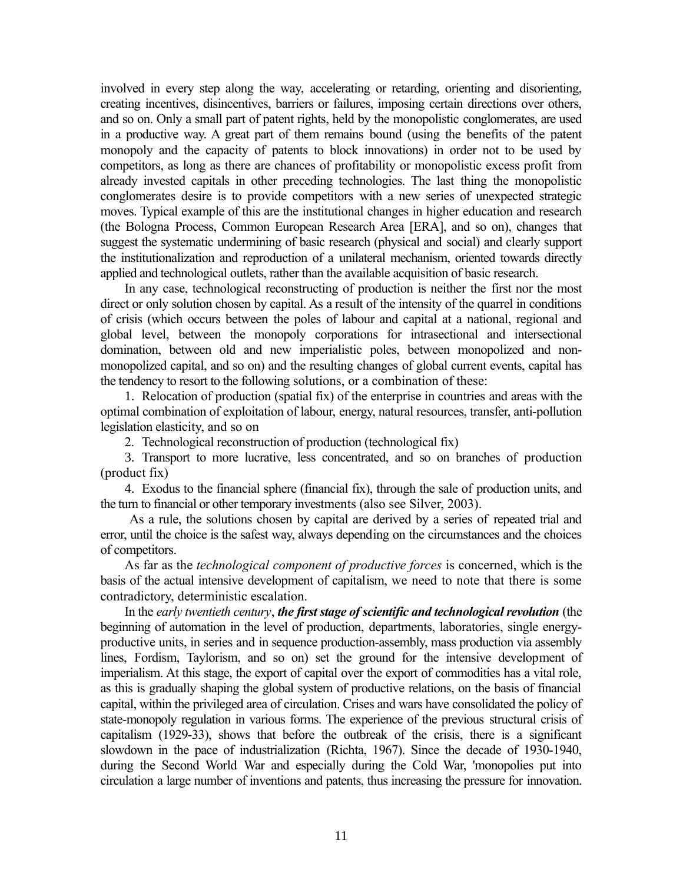involved in every step along the way, accelerating or retarding, orienting and disorienting, creating incentives, disincentives, barriers or failures, imposing certain directions over others, and so on. Only a small part of patent rights, held by the monopolistic conglomerates, are used in a productive way. A great part of them remains bound (using the benefits of the patent monopoly and the capacity of patents to block innovations) in order not to be used by competitors, as long as there are chances of profitability or monopolistic excess profit from already invested capitals in other preceding technologies. The last thing the monopolistic conglomerates desire is to provide competitors with a new series of unexpected strategic moves. Typical example of this are the institutional changes in higher education and research (the Bologna Process, Common European Research Area [ERA], and so on), changes that suggest the systematic undermining of basic research (physical and social) and clearly support the institutionalization and reproduction of a unilateral mechanism, oriented towards directly applied and technological outlets, rather than the available acquisition of basic research.

In any case, technological reconstructing of production is neither the first nor the most direct or only solution chosen by capital. As a result of the intensity of the quarrel in conditions of crisis (which occurs between the poles of labour and capital at a national, regional and global level, between the monopoly corporations for intrasectional and intersectional domination, between old and new imperialistic poles, between monopolized and non-monopolized capital, and so on) and the resulting changes of global current events, capital has the tendency to resort to the following solutions, or a combination of these:

1. Relocation of production (spatial fix) of the enterprise in countries and areas with the optimal combination of exploitation of labour, energy, natural resources, transfer, anti-pollution legislation elasticity, and so on
2. Technological reconstruction of production (technological fix)
3. Transport to more lucrative, less concentrated, and so on branches of production (product fix)
4. Exodus to the financial sphere (financial fix), through the sale of production units, and the turn to financial or other temporary investments (also see Silver, 2003).

As a rule, the solutions chosen by capital are derived by a series of repeated trial and error, until the choice is the safest way, always depending on the circumstances and the choices of competitors.

As far as the *technological component of productive forces* is concerned, which is the basis of the actual intensive development of capitalism, we need to note that there is some contradictory, deterministic escalation.

In the *early twentieth century*, ***the first stage of scientific and technological revolution*** (the beginning of automation in the level of production, departments, laboratories, single energy-productive units, in series and in sequence production-assembly, mass production via assembly lines, Fordism, Taylorism, and so on) set the ground for the intensive development of imperialism. At this stage, the export of capital over the export of commodities has a vital role, as this is gradually shaping the global system of productive relations, on the basis of financial capital, within the privileged area of circulation. Crises and wars have consolidated the policy of state-monopoly regulation in various forms. The experience of the previous structural crisis of capitalism (1929-33), shows that before the outbreak of the crisis, there is a significant slowdown in the pace of industrialization (Richta, 1967). Since the decade of 1930-1940, during the Second World War and especially during the Cold War, 'monopolies put into circulation a large number of inventions and patents, thus increasing the pressure for innovation.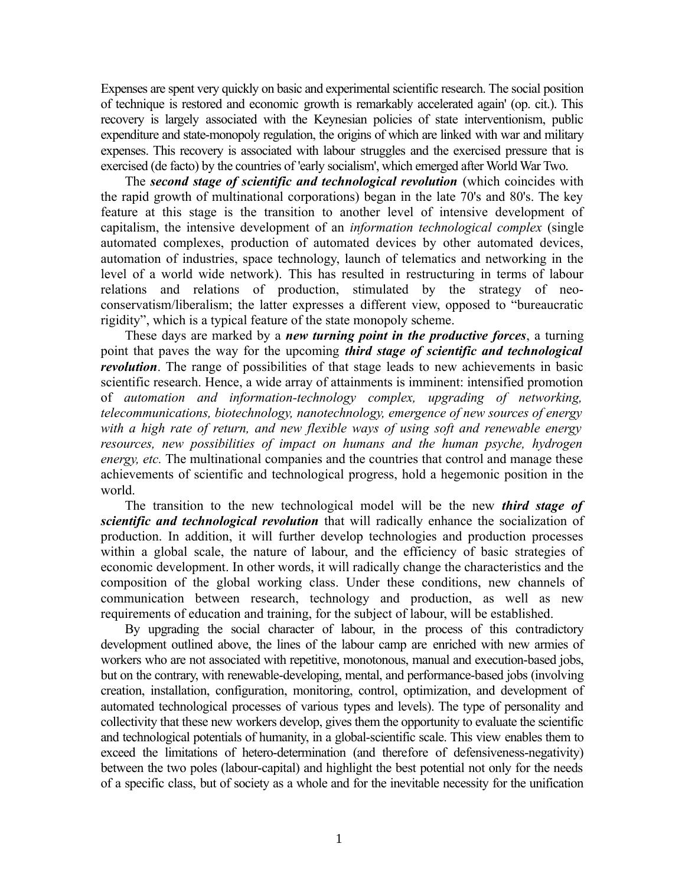Expenses are spent very quickly on basic and experimental scientific research. The social position of technique is restored and economic growth is remarkably accelerated again' (op. cit.). This recovery is largely associated with the Keynesian policies of state interventionism, public expenditure and state-monopoly regulation, the origins of which are linked with war and military expenses. This recovery is associated with labour struggles and the exercised pressure that is exercised (de facto) by the countries of 'early socialism', which emerged after World War Two.

The ***second stage of scientific and technological revolution*** (which coincides with the rapid growth of multinational corporations) began in the late 70's and 80's. The key feature at this stage is the transition to another level of intensive development of capitalism, the intensive development of an *information technological complex* (single automated complexes, production of automated devices by other automated devices, automation of industries, space technology, launch of telematics and networking in the level of a world wide network). This has resulted in restructuring in terms of labour relations and relations of production, stimulated by the strategy of neo-conservatism/liberalism; the latter expresses a different view, opposed to "bureaucratic rigidity", which is a typical feature of the state monopoly scheme.

These days are marked by a ***new turning point in the productive forces***, a turning point that paves the way for the upcoming ***third stage of scientific and technological revolution***. The range of possibilities of that stage leads to new achievements in basic scientific research. Hence, a wide array of attainments is imminent: intensified promotion of *automation and information-technology complex, upgrading of networking, telecommunications, biotechnology, nanotechnology, emergence of new sources of energy with a high rate of return, and new flexible ways of using soft and renewable energy resources, new possibilities of impact on humans and the human psyche, hydrogen energy, etc.* The multinational companies and the countries that control and manage these achievements of scientific and technological progress, hold a hegemonic position in the world.

The transition to the new technological model will be the new ***third stage of scientific and technological revolution*** that will radically enhance the socialization of production. In addition, it will further develop technologies and production processes within a global scale, the nature of labour, and the efficiency of basic strategies of economic development. In other words, it will radically change the characteristics and the composition of the global working class. Under these conditions, new channels of communication between research, technology and production, as well as new requirements of education and training, for the subject of labour, will be established.

By upgrading the social character of labour, in the process of this contradictory development outlined above, the lines of the labour camp are enriched with new armies of workers who are not associated with repetitive, monotonous, manual and execution-based jobs, but on the contrary, with renewable-developing, mental, and performance-based jobs (involving creation, installation, configuration, monitoring, control, optimization, and development of automated technological processes of various types and levels). The type of personality and collectivity that these new workers develop, gives them the opportunity to evaluate the scientific and technological potentials of humanity, in a global-scientific scale. This view enables them to exceed the limitations of hetero-determination (and therefore of defensiveness-negativity) between the two poles (labour-capital) and highlight the best potential not only for the needs of a specific class, but of society as a whole and for the inevitable necessity for the unification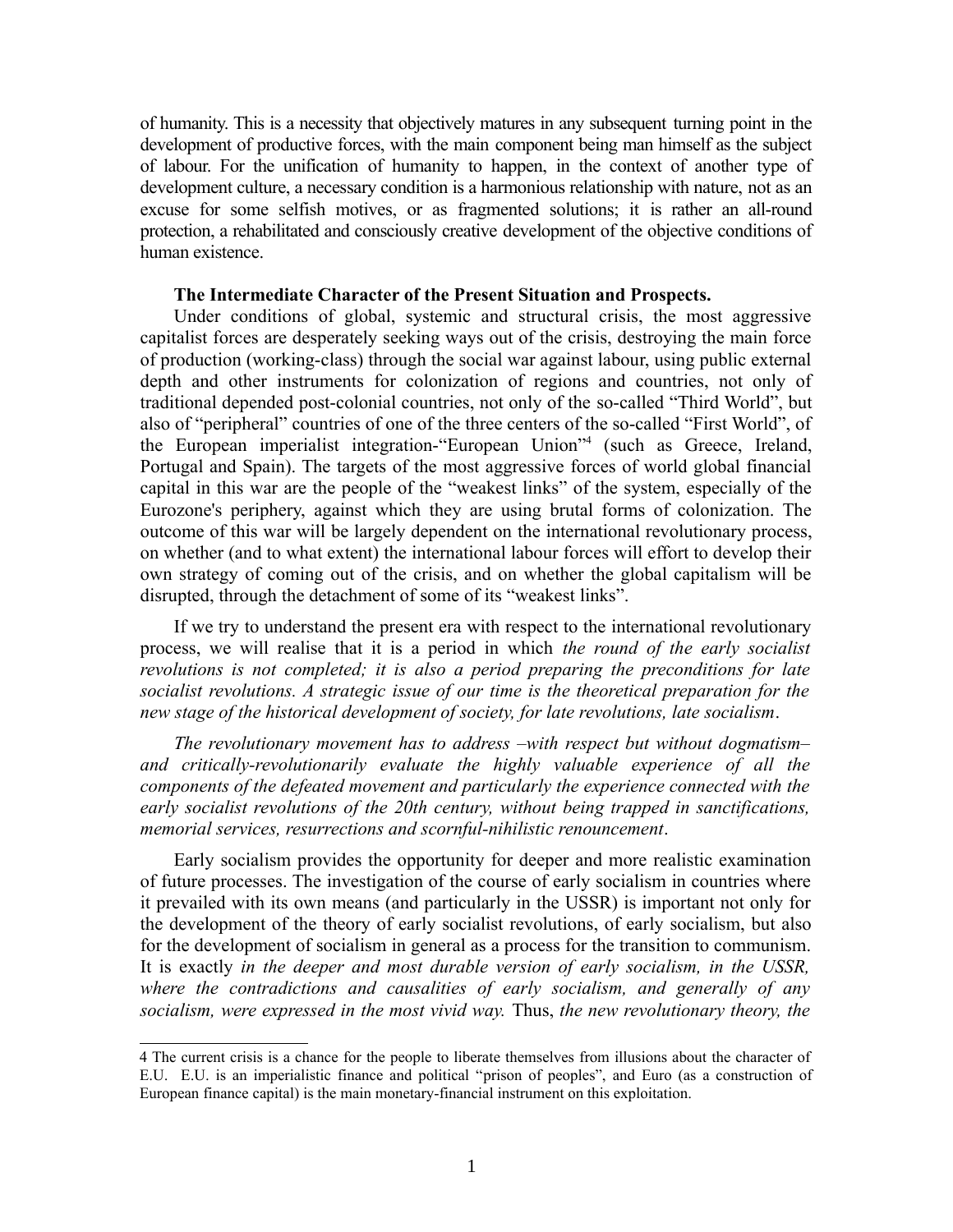of humanity. This is a necessity that objectively matures in any subsequent turning point in the development of productive forces, with the main component being man himself as the subject of labour. For the unification of humanity to happen, in the context of another type of development culture, a necessary condition is a harmonious relationship with nature, not as an excuse for some selfish motives, or as fragmented solutions; it is rather an all-round protection, a rehabilitated and consciously creative development of the objective conditions of human existence.

**The Intermediate Character of the Present Situation and Prospects.**

Under conditions of global, systemic and structural crisis, the most aggressive capitalist forces are desperately seeking ways out of the crisis, destroying the main force of production (working-class) through the social war against labour, using public external depth and other instruments for colonization of regions and countries, not only of traditional depended post-colonial countries, not only of the so-called "Third World", but also of "peripheral" countries of one of the three centers of the so-called "First World", of the European imperialist integration-"European Union"[4] (such as Greece, Ireland, Portugal and Spain). The targets of the most aggressive forces of world global financial capital in this war are the people of the "weakest links" of the system, especially of the Eurozone's periphery, against which they are using brutal forms of colonization. The outcome of this war will be largely dependent on the international revolutionary process, on whether (and to what extent) the international labour forces will effort to develop their own strategy of coming out of the crisis, and on whether the global capitalism will be disrupted, through the detachment of some of its "weakest links".

If we try to understand the present era with respect to the international revolutionary process, we will realise that it is a period in which *the round of the early socialist revolutions is not completed; it is also a period preparing the preconditions for late socialist revolutions. A strategic issue of our time is the theoretical preparation for the new stage of the historical development of society, for late revolutions, late socialism*.

*The revolutionary movement has to address –with respect but without dogmatism– and critically-revolutionarily evaluate the highly valuable experience of all the components of the defeated movement and particularly the experience connected with the early socialist revolutions of the 20th century, without being trapped in sanctifications, memorial services, resurrections and scornful-nihilistic renouncement*.

Early socialism provides the opportunity for deeper and more realistic examination of future processes. The investigation of the course of early socialism in countries where it prevailed with its own means (and particularly in the USSR) is important not only for the development of the theory of early socialist revolutions, of early socialism, but also for the development of socialism in general as a process for the transition to communism. It is exactly *in the deeper and most durable version of early socialism, in the USSR, where the contradictions and causalities of early socialism, and generally of any socialism, were expressed in the most vivid way.* Thus, *the new revolutionary theory, the*

---

4 The current crisis is a chance for the people to liberate themselves from illusions about the character of E.U. E.U. is an imperialistic finance and political "prison of peoples", and Euro (as a construction of European finance capital) is the main monetary-financial instrument on this exploitation.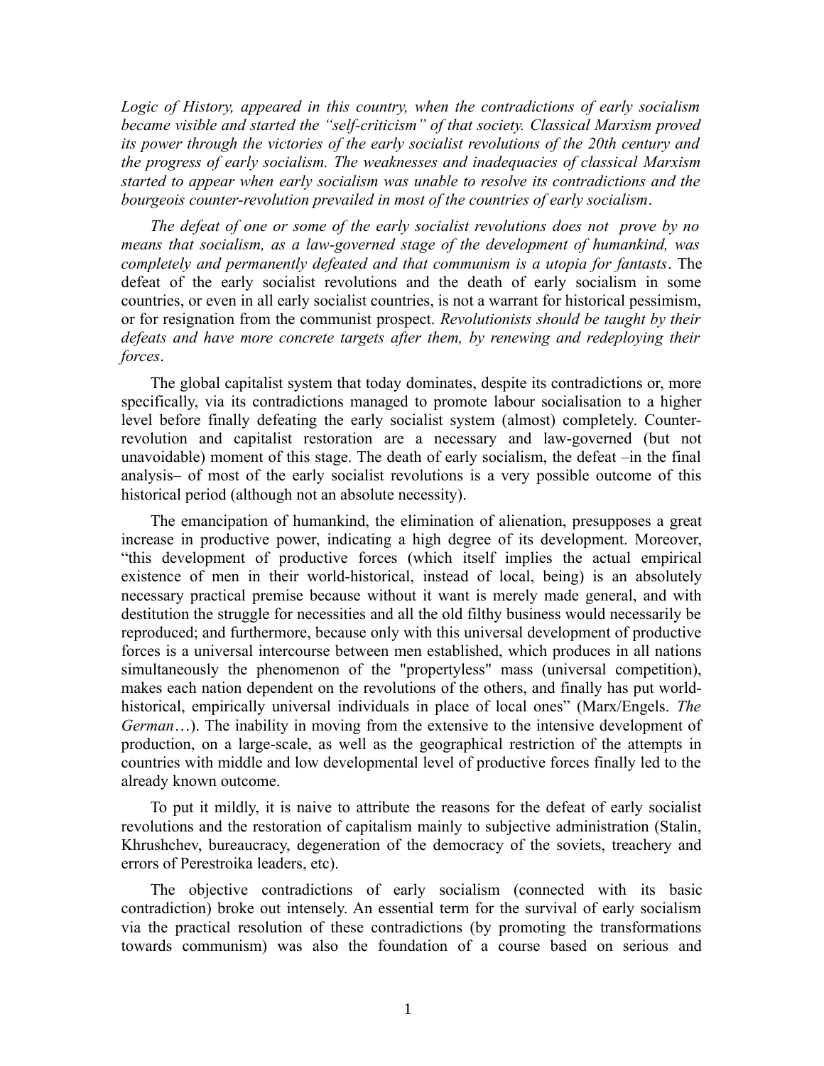*Logic of History, appeared in this country, when the contradictions of early socialism became visible and started the "self-criticism" of that society. Classical Marxism proved its power through the victories of the early socialist revolutions of the 20th century and the progress of early socialism. The weaknesses and inadequacies of classical Marxism started to appear when early socialism was unable to resolve its contradictions and the bourgeois counter-revolution prevailed in most of the countries of early socialism*.

*The defeat of one or some of the early socialist revolutions does not prove by no means that socialism, as a law-governed stage of the development of humankind, was completely and permanently defeated and that communism is a utopia for fantasts*. The defeat of the early socialist revolutions and the death of early socialism in some countries, or even in all early socialist countries, is not a warrant for historical pessimism, or for resignation from the communist prospect. *Revolutionists should be taught by their defeats and have more concrete targets after them, by renewing and redeploying their forces*.

The global capitalist system that today dominates, despite its contradictions or, more specifically, via its contradictions managed to promote labour socialisation to a higher level before finally defeating the early socialist system (almost) completely. Counter-revolution and capitalist restoration are a necessary and law-governed (but not unavoidable) moment of this stage. The death of early socialism, the defeat –in the final analysis– of most of the early socialist revolutions is a very possible outcome of this historical period (although not an absolute necessity).

The emancipation of humankind, the elimination of alienation, presupposes a great increase in productive power, indicating a high degree of its development. Moreover, "this development of productive forces (which itself implies the actual empirical existence of men in their world-historical, instead of local, being) is an absolutely necessary practical premise because without it want is merely made general, and with destitution the struggle for necessities and all the old filthy business would necessarily be reproduced; and furthermore, because only with this universal development of productive forces is a universal intercourse between men established, which produces in all nations simultaneously the phenomenon of the "propertyless" mass (universal competition), makes each nation dependent on the revolutions of the others, and finally has put world-historical, empirically universal individuals in place of local ones" (Marx/Engels. *The German*…). The inability in moving from the extensive to the intensive development of production, on a large-scale, as well as the geographical restriction of the attempts in countries with middle and low developmental level of productive forces finally led to the already known outcome.

To put it mildly, it is naive to attribute the reasons for the defeat of early socialist revolutions and the restoration of capitalism mainly to subjective administration (Stalin, Khrushchev, bureaucracy, degeneration of the democracy of the soviets, treachery and errors of Perestroika leaders, etc).

The objective contradictions of early socialism (connected with its basic contradiction) broke out intensely. An essential term for the survival of early socialism via the practical resolution of these contradictions (by promoting the transformations towards communism) was also the foundation of a course based on serious and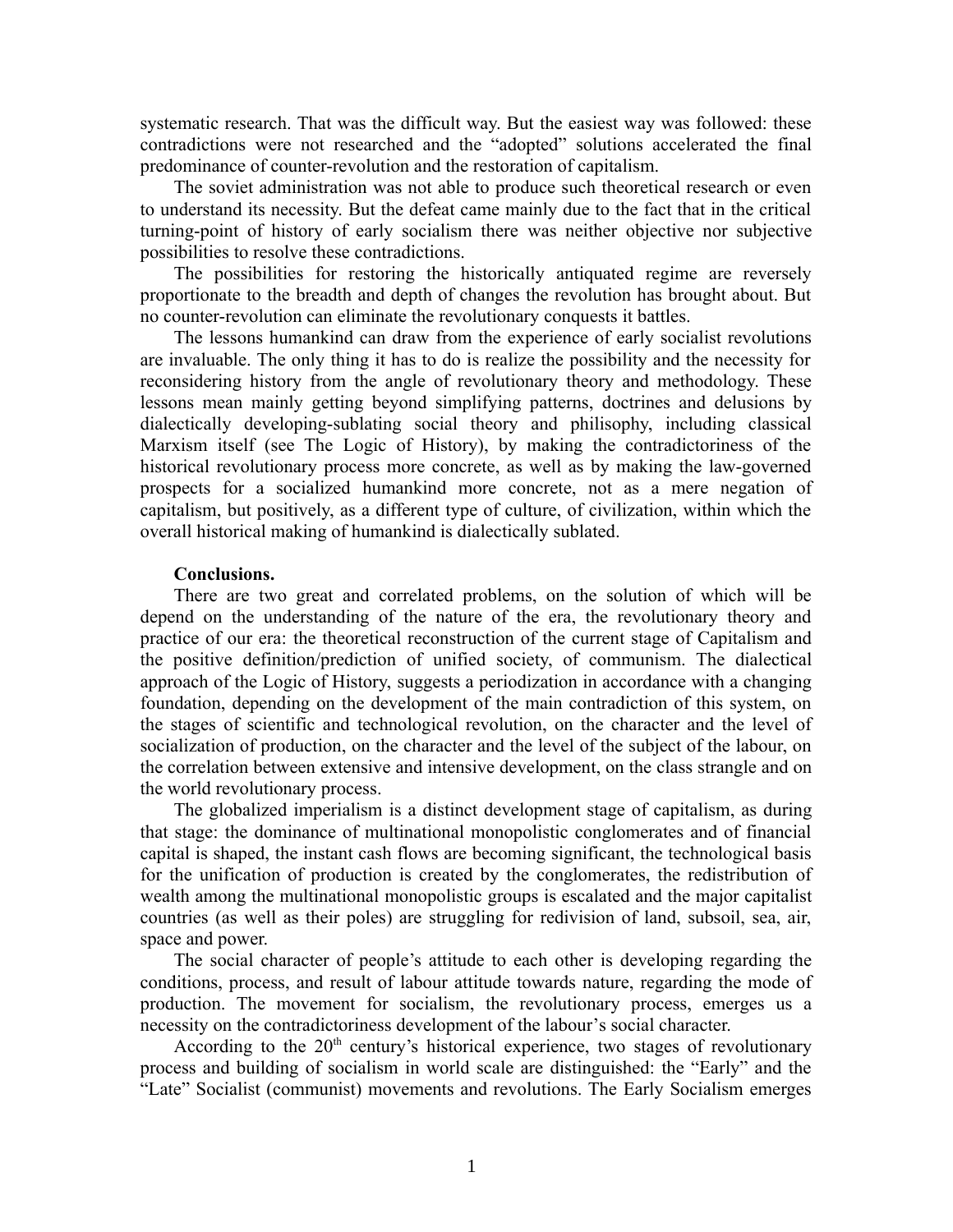systematic research. That was the difficult way. But the easiest way was followed: these contradictions were not researched and the "adopted" solutions accelerated the final predominance of counter-revolution and the restoration of capitalism.

The soviet administration was not able to produce such theoretical research or even to understand its necessity. But the defeat came mainly due to the fact that in the critical turning-point of history of early socialism there was neither objective nor subjective possibilities to resolve these contradictions.

The possibilities for restoring the historically antiquated regime are reversely proportionate to the breadth and depth of changes the revolution has brought about. But no counter-revolution can eliminate the revolutionary conquests it battles.

The lessons humankind can draw from the experience of early socialist revolutions are invaluable. The only thing it has to do is realize the possibility and the necessity for reconsidering history from the angle of revolutionary theory and methodology. These lessons mean mainly getting beyond simplifying patterns, doctrines and delusions by dialectically developing-sublating social theory and philisophy, including classical Marxism itself (see The Logic of History), by making the contradictoriness of the historical revolutionary process more concrete, as well as by making the law-governed prospects for a socialized humankind more concrete, not as a mere negation of capitalism, but positively, as a different type of culture, of civilization, within which the overall historical making of humankind is dialectically sublated.

**Conclusions.**

There are two great and correlated problems, on the solution of which will be depend on the understanding of the nature of the era, the revolutionary theory and practice of our era: the theoretical reconstruction of the current stage of Capitalism and the positive definition/prediction of unified society, of communism. The dialectical approach of the Logic of History, suggests a periodization in accordance with a changing foundation, depending on the development of the main contradiction of this system, on the stages of scientific and technological revolution, on the character and the level of socialization of production, on the character and the level of the subject of the labour, on the correlation between extensive and intensive development, on the class strangle and on the world revolutionary process.

The globalized imperialism is a distinct development stage of capitalism, as during that stage: the dominance of multinational monopolistic conglomerates and of financial capital is shaped, the instant cash flows are becoming significant, the technological basis for the unification of production is created by the conglomerates, the redistribution of wealth among the multinational monopolistic groups is escalated and the major capitalist countries (as well as their poles) are struggling for redivision of land, subsoil, sea, air, space and power.

The social character of people's attitude to each other is developing regarding the conditions, process, and result of labour attitude towards nature, regarding the mode of production. The movement for socialism, the revolutionary process, emerges us a necessity on the contradictoriness development of the labour's social character.

According to the 20th century's historical experience, two stages of revolutionary process and building of socialism in world scale are distinguished: the "Early" and the "Late" Socialist (communist) movements and revolutions. The Early Socialism emerges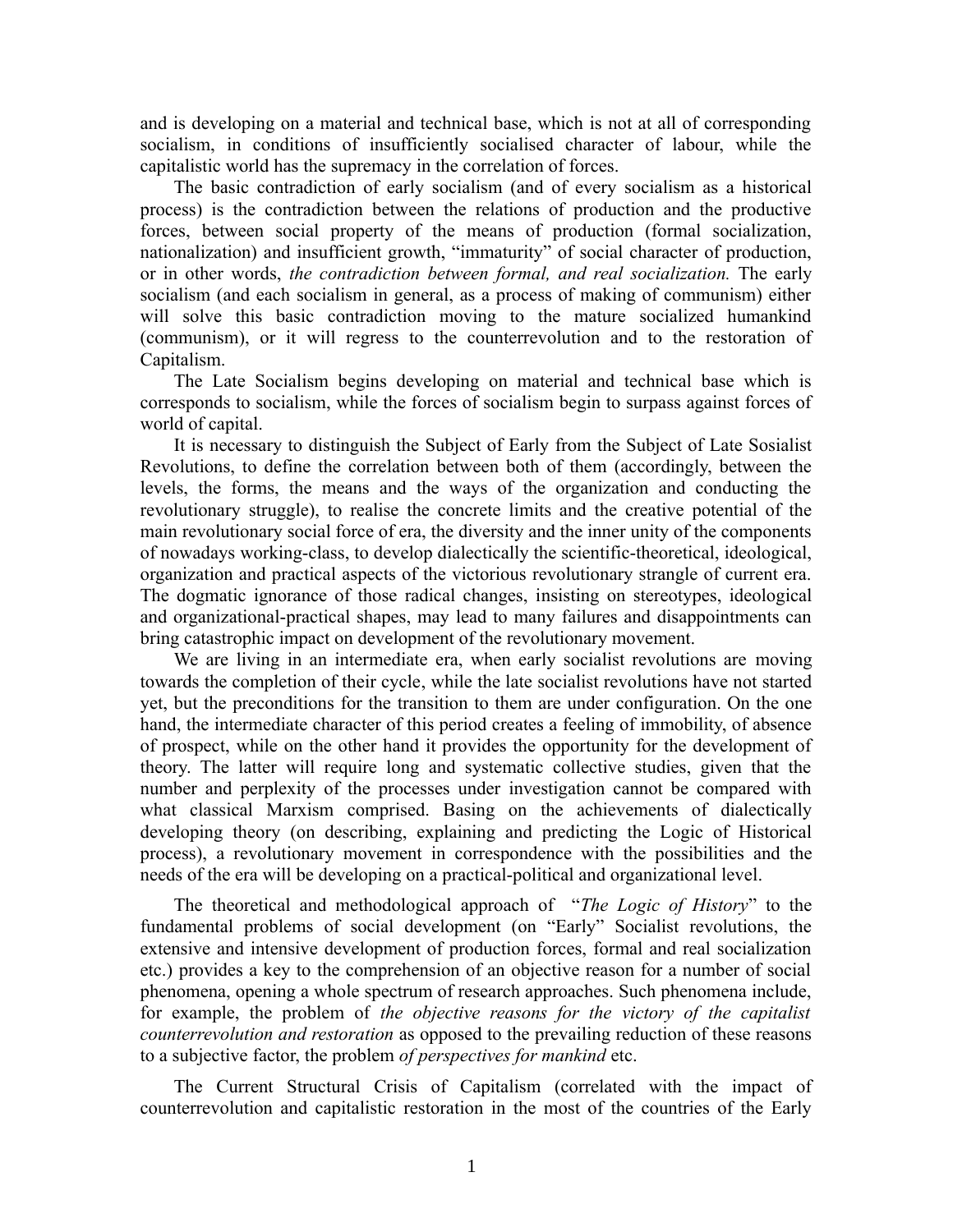and is developing on a material and technical base, which is not at all of corresponding socialism, in conditions of insufficiently socialised character of labour, while the capitalistic world has the supremacy in the correlation of forces.

The basic contradiction of early socialism (and of every socialism as a historical process) is the contradiction between the relations of production and the productive forces, between social property of the means of production (formal socialization, nationalization) and insufficient growth, "immaturity" of social character of production, or in other words, *the contradiction between formal, and real socialization.* The early socialism (and each socialism in general, as a process of making of communism) either will solve this basic contradiction moving to the mature socialized humankind (communism), or it will regress to the counterrevolution and to the restoration of Capitalism.

The Late Socialism begins developing on material and technical base which is corresponds to socialism, while the forces of socialism begin to surpass against forces of world of capital.

It is necessary to distinguish the Subject of Early from the Subject of Late Sosialist Revolutions, to define the correlation between both of them (accordingly, between the levels, the forms, the means and the ways of the organization and conducting the revolutionary struggle), to realise the concrete limits and the creative potential of the main revolutionary social force of era, the diversity and the inner unity of the components of nowadays working-class, to develop dialectically the scientific-theoretical, ideological, organization and practical aspects of the victorious revolutionary strangle of current era. The dogmatic ignorance of those radical changes, insisting on stereotypes, ideological and organizational-practical shapes, may lead to many failures and disappointments can bring catastrophic impact on development of the revolutionary movement.

We are living in an intermediate era, when early socialist revolutions are moving towards the completion of their cycle, while the late socialist revolutions have not started yet, but the preconditions for the transition to them are under configuration. On the one hand, the intermediate character of this period creates a feeling of immobility, of absence of prospect, while on the other hand it provides the opportunity for the development of theory. The latter will require long and systematic collective studies, given that the number and perplexity of the processes under investigation cannot be compared with what classical Marxism comprised. Basing on the achievements of dialectically developing theory (on describing, explaining and predicting the Logic of Historical process), a revolutionary movement in correspondence with the possibilities and the needs of the era will be developing on a practical-political and organizational level.

The theoretical and methodological approach of "*The Logic of History*" to the fundamental problems of social development (on "Early" Socialist revolutions, the extensive and intensive development of production forces, formal and real socialization etc.) provides a key to the comprehension of an objective reason for a number of social phenomena, opening a whole spectrum of research approaches. Such phenomena include, for example, the problem of *the objective reasons for the victory of the capitalist counterrevolution and restoration* as opposed to the prevailing reduction of these reasons to a subjective factor, the problem *of perspectives for mankind* etc.

The Current Structural Crisis of Capitalism (correlated with the impact of counterrevolution and capitalistic restoration in the most of the countries of the Early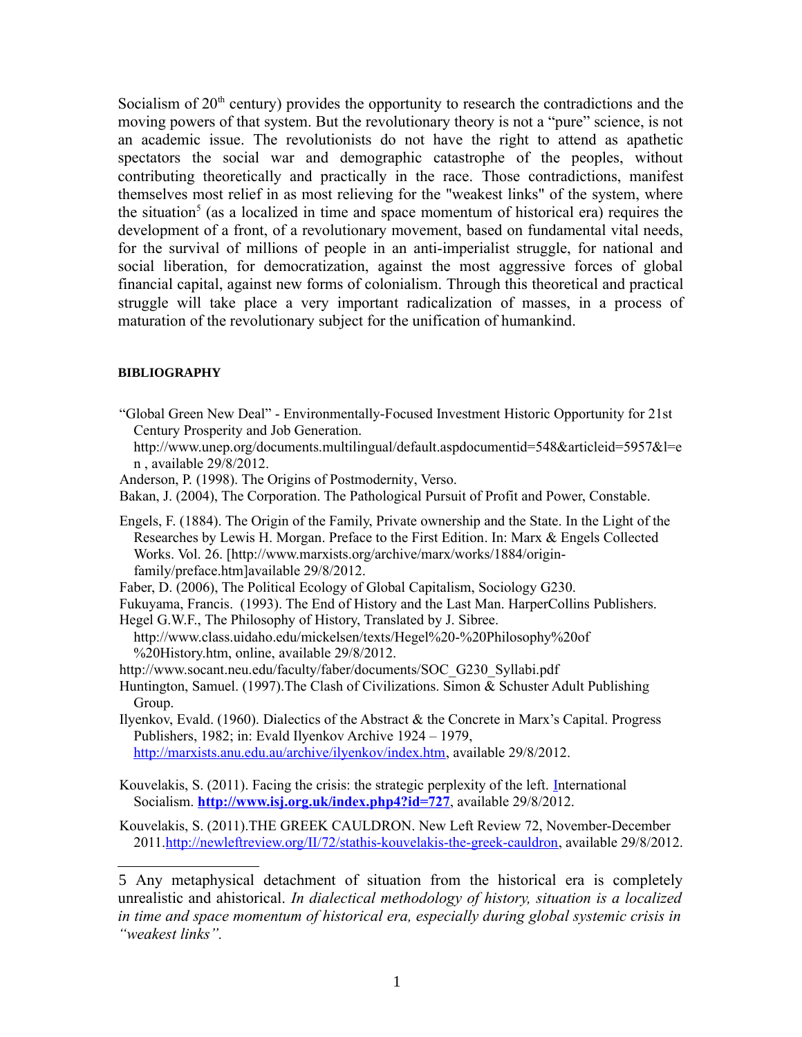Socialism of 20th century) provides the opportunity to research the contradictions and the moving powers of that system. But the revolutionary theory is not a "pure" science, is not an academic issue. The revolutionists do not have the right to attend as apathetic spectators the social war and demographic catastrophe of the peoples, without contributing theoretically and practically in the race. Those contradictions, manifest themselves most relief in as most relieving for the "weakest links" of the system, where the situation[5] (as a localized in time and space momentum of historical era) requires the development of a front, of a revolutionary movement, based on fundamental vital needs, for the survival of millions of people in an anti-imperialist struggle, for national and social liberation, for democratization, against the most aggressive forces of global financial capital, against new forms of colonialism. Through this theoretical and practical struggle will take place a very important radicalization of masses, in a process of maturation of the revolutionary subject for the unification of humankind.

**BIBLIOGRAPHY**

"Global Green New Deal" - Environmentally-Focused Investment Historic Opportunity for 21st Century Prosperity and Job Generation. http://www.unep.org/documents.multilingual/default.aspdocumentid=548&articleid=5957&l=en , available 29/8/2012.

Anderson, P. (1998). The Origins of Postmodernity, Verso.

Bakan, J. (2004), The Corporation. The Pathological Pursuit of Profit and Power, Constable.

Engels, F. (1884). The Origin of the Family, Private ownership and the State. In the Light of the Researches by Lewis H. Morgan. Preface to the First Edition. In: Marx & Engels Collected Works. Vol. 26. [http://www.marxists.org/archive/marx/works/1884/origin-family/preface.htm]available 29/8/2012.

Faber, D. (2006), The Political Ecology of Global Capitalism, Sociology G230.

Fukuyama, Francis. (1993). The End of History and the Last Man. HarperCollins Publishers.

Hegel G.W.F., The Philosophy of History, Translated by J. Sibree. http://www.class.uidaho.edu/mickelsen/texts/Hegel%20-%20Philosophy%20of%20History.htm, online, available 29/8/2012.

http://www.socant.neu.edu/faculty/faber/documents/SOC_G230_Syllabi.pdf

Huntington, Samuel. (1997).The Clash of Civilizations. Simon & Schuster Adult Publishing Group.

Ilyenkov, Evald. (1960). Dialectics of the Abstract & the Concrete in Marx's Capital. Progress Publishers, 1982; in: Evald Ilyenkov Archive 1924 – 1979, http://marxists.anu.edu.au/archive/ilyenkov/index.htm, available 29/8/2012.

Kouvelakis, S. (2011). Facing the crisis: the strategic perplexity of the left. International Socialism. **http://www.isj.org.uk/index.php4?id=727**, available 29/8/2012.

Kouvelakis, S. (2011).THE GREEK CAULDRON. New Left Review 72, November-December 2011.http://newleftreview.org/II/72/stathis-kouvelakis-the-greek-cauldron, available 29/8/2012.

---

5 Any metaphysical detachment of situation from the historical era is completely unrealistic and ahistorical. *In dialectical methodology of history, situation is a localized in time and space momentum of historical era, especially during global systemic crisis in "weakest links".*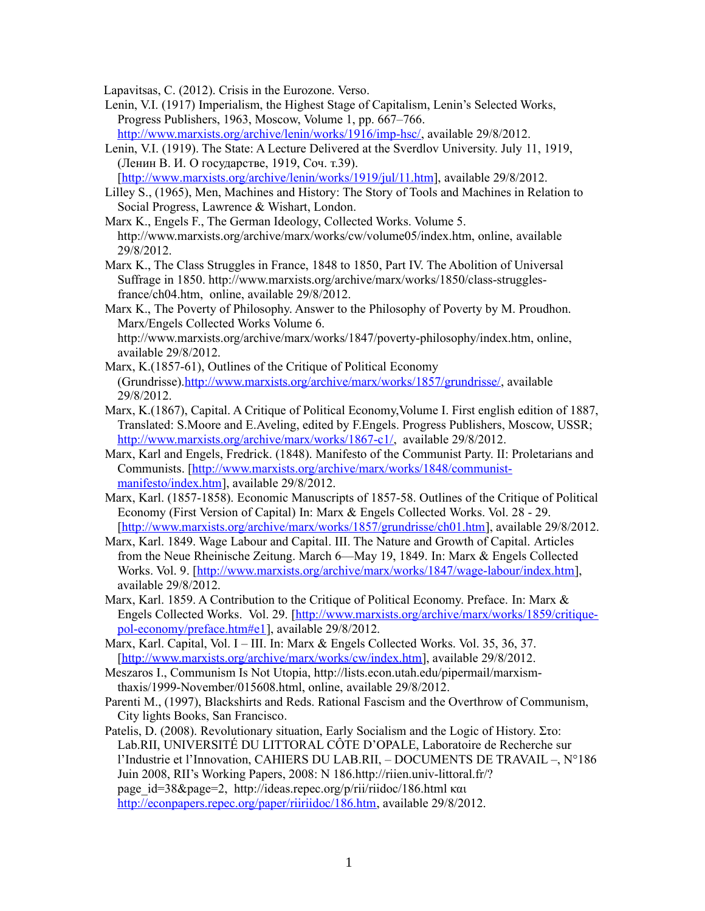Lapavitsas, C. (2012). Crisis in the Eurozone. Verso.

Lenin, V.I. (1917) Imperialism, the Highest Stage of Capitalism, Lenin's Selected Works, Progress Publishers, 1963, Moscow, Volume 1, pp. 667–766. http://www.marxists.org/archive/lenin/works/1916/imp-hsc/, available 29/8/2012.

Lenin, V.I. (1919). The State: A Lecture Delivered at the Sverdlov University. July 11, 1919, (Ленин В. И. О государстве, 1919, Соч. т.39). [http://www.marxists.org/archive/lenin/works/1919/jul/11.htm], available 29/8/2012.

Lilley S., (1965), Men, Machines and History: The Story of Tools and Machines in Relation to Social Progress, Lawrence & Wishart, London.

Marx K., Engels F., The German Ideology, Collected Works. Volume 5. http://www.marxists.org/archive/marx/works/cw/volume05/index.htm, online, available 29/8/2012.

Marx K., The Class Struggles in France, 1848 to 1850, Part IV. The Abolition of Universal Suffrage in 1850. http://www.marxists.org/archive/marx/works/1850/class-struggles-france/ch04.htm, online, available 29/8/2012.

Marx K., The Poverty of Philosophy. Answer to the Philosophy of Poverty by M. Proudhon. Marx/Engels Collected Works Volume 6. http://www.marxists.org/archive/marx/works/1847/poverty-philosophy/index.htm, online, available 29/8/2012.

Marx, K.(1857-61), Outlines of the Critique of Political Economy (Grundrisse).http://www.marxists.org/archive/marx/works/1857/grundrisse/, available 29/8/2012.

Marx, K.(1867), Capital. A Critique of Political Economy,Volume I. First english edition of 1887, Translated: S.Moore and E.Aveling, edited by F.Engels. Progress Publishers, Moscow, USSR; http://www.marxists.org/archive/marx/works/1867-c1/, available 29/8/2012.

Marx, Karl and Engels, Fredrick. (1848). Manifesto of the Communist Party. II: Proletarians and Communists. [http://www.marxists.org/archive/marx/works/1848/communist-manifesto/index.htm], available 29/8/2012.

Marx, Karl. (1857-1858). Economic Manuscripts of 1857-58. Outlines of the Critique of Political Economy (First Version of Capital) In: Marx & Engels Collected Works. Vol. 28 - 29. [http://www.marxists.org/archive/marx/works/1857/grundrisse/ch01.htm], available 29/8/2012.

Marx, Karl. 1849. Wage Labour and Capital. III. The Nature and Growth of Capital. Articles from the Neue Rheinische Zeitung. March 6—May 19, 1849. In: Marx & Engels Collected Works. Vol. 9. [http://www.marxists.org/archive/marx/works/1847/wage-labour/index.htm], available 29/8/2012.

Marx, Karl. 1859. A Contribution to the Critique of Political Economy. Preface. In: Marx & Engels Collected Works. Vol. 29. [http://www.marxists.org/archive/marx/works/1859/critique-pol-economy/preface.htm#e1], available 29/8/2012.

Marx, Karl. Capital, Vol. I – III. In: Marx & Engels Collected Works. Vol. 35, 36, 37. [http://www.marxists.org/archive/marx/works/cw/index.htm], available 29/8/2012.

Meszaros I., Communism Is Not Utopia, http://lists.econ.utah.edu/pipermail/marxism-thaxis/1999-November/015608.html, online, available 29/8/2012.

Parenti M., (1997), Blackshirts and Reds. Rational Fascism and the Overthrow of Communism, City lights Books, San Francisco.

Patelis, D. (2008). Revolutionary situation, Early Socialism and the Logic of History. Στο: Lab.RII, UNIVERSITÉ DU LITTORAL CÔTE D'OPALE, Laboratoire de Recherche sur l'Industrie et l'Innovation, CAHIERS DU LAB.RII, – DOCUMENTS DE TRAVAIL –, N°186 Juin 2008, RII's Working Papers, 2008: N 186.http://riien.univ-littoral.fr/?page_id=38&page=2, http://ideas.repec.org/p/rii/riidoc/186.html και http://econpapers.repec.org/paper/riiriidoc/186.htm, available 29/8/2012.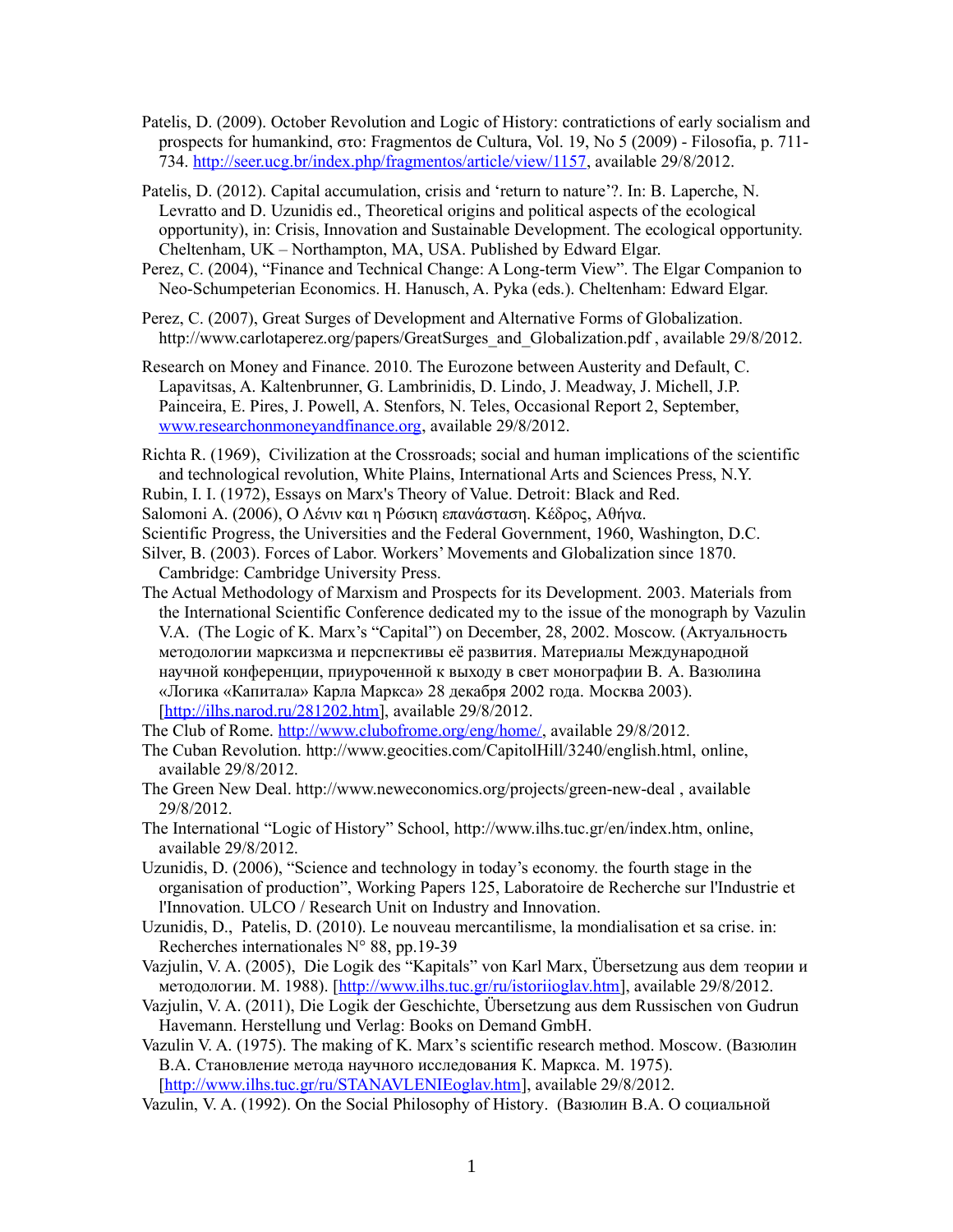Patelis, D. (2009). October Revolution and Logic of History: contractictions of early socialism and prospects for humankind, στο: Fragmentos de Cultura, Vol. 19, No 5 (2009) - Filosofia, p. 711-734. http://seer.ucg.br/index.php/fragmentos/article/view/1157, available 29/8/2012.

Patelis, D. (2012). Capital accumulation, crisis and 'return to nature'?. In: B. Laperche, N. Levratto and D. Uzunidis ed., Theoretical origins and political aspects of the ecological opportunity), in: Crisis, Innovation and Sustainable Development. The ecological opportunity. Cheltenham, UK – Northampton, MA, USA. Published by Edward Elgar.

Perez, C. (2004), "Finance and Technical Change: A Long-term View". The Elgar Companion to Neo-Schumpeterian Economics. H. Hanusch, A. Pyka (eds.). Cheltenham: Edward Elgar.

Perez, C. (2007), Great Surges of Development and Alternative Forms of Globalization. http://www.carlotaperez.org/papers/GreatSurges_and_Globalization.pdf , available 29/8/2012.

Research on Money and Finance. 2010. The Eurozone between Austerity and Default, C. Lapavitsas, A. Kaltenbrunner, G. Lambrinidis, D. Lindo, J. Meadway, J. Michell, J.P. Painceira, E. Pires, J. Powell, A. Stenfors, N. Teles, Occasional Report 2, September, www.researchonmoneyandfinance.org, available 29/8/2012.

Richta R. (1969), Civilization at the Crossroads; social and human implications of the scientific and technological revolution, White Plains, International Arts and Sciences Press, N.Y.

Rubin, I. I. (1972), Essays on Marx's Theory of Value. Detroit: Black and Red.

Salomoni A. (2006), Ο Λένιν και η Ρώσικη επανάσταση. Κέδρος, Αθήνα.

Scientific Progress, the Universities and the Federal Government, 1960, Washington, D.C.

Silver, B. (2003). Forces of Labor. Workers' Movements and Globalization since 1870. Cambridge: Cambridge University Press.

The Actual Methodology of Marxism and Prospects for its Development. 2003. Materials from the International Scientific Conference dedicated my to the issue of the monograph by Vazulin V.A. (The Logic of K. Marx's "Capital") on December, 28, 2002. Moscow. (Актуальность методологии марксизма и перспективы её развития. Материалы Международной научной конференции, приуроченной к выходу в свет монографии В. А. Вазюлина «Логика «Капитала» Карла Маркса» 28 декабря 2002 года. Москва 2003). [http://ilhs.narod.ru/281202.htm], available 29/8/2012.

The Club of Rome. http://www.clubofrome.org/eng/home/, available 29/8/2012.

The Cuban Revolution. http://www.geocities.com/CapitolHill/3240/english.html, online, available 29/8/2012.

The Green New Deal. http://www.neweconomics.org/projects/green-new-deal , available 29/8/2012.

The International "Logic of History" School, http://www.ilhs.tuc.gr/en/index.htm, online, available 29/8/2012.

Uzunidis, D. (2006), "Science and technology in today's economy. the fourth stage in the organisation of production", Working Papers 125, Laboratoire de Recherche sur l'Industrie et l'Innovation. ULCO / Research Unit on Industry and Innovation.

Uzunidis, D., Patelis, D. (2010). Le nouveau mercantilisme, la mondialisation et sa crise. in: Recherches internationales N° 88, pp.19-39

Vazjulin, V. A. (2005), Die Logik des "Kapitals" von Karl Marx, Übersetzung aus dem теории и методологии. М. 1988). [http://www.ilhs.tuc.gr/ru/istoriioglav.htm], available 29/8/2012.

Vazjulin, V. A. (2011), Die Logik der Geschichte, Übersetzung aus dem Russischen von Gudrun Havemann. Herstellung und Verlag: Books on Demand GmbH.

Vazulin V. A. (1975). The making of K. Marx's scientific research method. Moscow. (Вазюлин В.А. Становление метода научного исследования К. Маркса. М. 1975). [http://www.ilhs.tuc.gr/ru/STANAVLENIEoglav.htm], available 29/8/2012.

Vazulin, V. A. (1992). On the Social Philosophy of History. (Вазюлин В.А. О социальной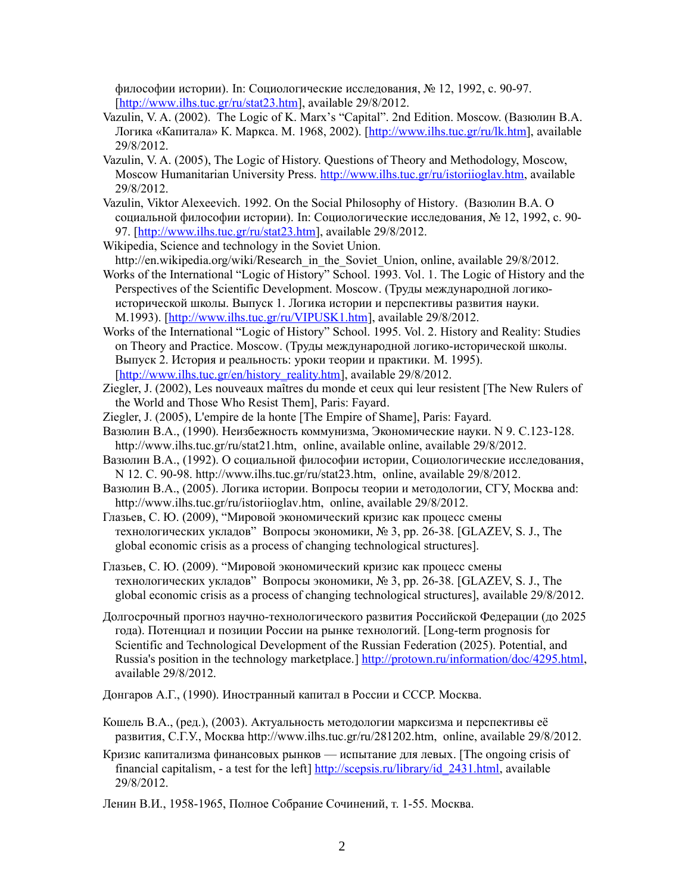философии истории). In: Социологические исследования, № 12, 1992, с. 90-97. [http://www.ilhs.tuc.gr/ru/stat23.htm], available 29/8/2012.

Vazulin, V. A. (2002). The Logic of K. Marx's "Capital". 2nd Edition. Moscow. (Вазюлин В.А. Логика «Капитала» К. Маркса. М. 1968, 2002). [http://www.ilhs.tuc.gr/ru/lk.htm], available 29/8/2012.

Vazulin, V. A. (2005), The Logic of History. Questions of Theory and Methodology, Moscow, Moscow Humanitarian University Press. http://www.ilhs.tuc.gr/ru/istoriioglav.htm, available 29/8/2012.

Vazulin, Viktor Alexeevich. 1992. On the Social Philosophy of History. (Вазюлин В.А. О социальной философии истории). In: Социологические исследования, № 12, 1992, с. 90-97. [http://www.ilhs.tuc.gr/ru/stat23.htm], available 29/8/2012.

Wikipedia, Science and technology in the Soviet Union. http://en.wikipedia.org/wiki/Research_in_the_Soviet_Union, online, available 29/8/2012.

Works of the International "Logic of History" School. 1993. Vol. 1. The Logic of History and the Perspectives of the Scientific Development. Moscow. (Труды международной логико-исторической школы. Выпуск 1. Логика истории и перспективы развития науки. М.1993). [http://www.ilhs.tuc.gr/ru/VIPUSK1.htm], available 29/8/2012.

Works of the International "Logic of History" School. 1995. Vol. 2. History and Reality: Studies on Theory and Practice. Moscow. (Труды международной логико-исторической школы. Выпуск 2. История и реальность: уроки теории и практики. М. 1995). [http://www.ilhs.tuc.gr/en/history_reality.htm], available 29/8/2012.

Ziegler, J. (2002), Les nouveaux maîtres du monde et ceux qui leur resistent [The New Rulers of the World and Those Who Resist Them], Paris: Fayard.

Ziegler, J. (2005), L'empire de la honte [The Empire of Shame], Paris: Fayard.

Вазюлин В.А., (1990). Неизбежность коммунизма, Экономические науки. N 9. С.123-128. http://www.ilhs.tuc.gr/ru/stat21.htm, online, available online, available 29/8/2012.

Вазюлин В.А., (1992). О социальной философии истории, Социологические исследования, N 12. С. 90-98. http://www.ilhs.tuc.gr/ru/stat23.htm, online, available 29/8/2012.

Вазюлин В.А., (2005). Логика истории. Вопросы теории и методологии, СГУ, Москва and: http://www.ilhs.tuc.gr/ru/istoriioglav.htm, online, available 29/8/2012.

Глазьев, С. Ю. (2009), "Мировой экономический кризис как процесс смены технологических укладов" Вопросы экономики, № 3, pp. 26-38. [GLAZEV, S. J., The global economic crisis as a process of changing technological structures].

Глазьев, С. Ю. (2009). "Мировой экономический кризис как процесс смены технологических укладов" Вопросы экономики, № 3, pp. 26-38. [GLAZEV, S. J., The global economic crisis as a process of changing technological structures], available 29/8/2012.

Долгосрочный прогноз научно-технологического развития Российской Федерации (до 2025 года). Потенциал и позиции России на рынке технологий. [Long-term prognosis for Scientific and Technological Development of the Russian Federation (2025). Potential, and Russia's position in the technology marketplace.] http://protown.ru/information/doc/4295.html, available 29/8/2012.

Донгаров А.Г., (1990). Иностранный капитал в России и СССР. Москва.

Кошель В.А., (ред.), (2003). Актуальность методологии марксизма и перспективы её развития, С.Г.У., Москва http://www.ilhs.tuc.gr/ru/281202.htm, online, available 29/8/2012.

Кризис капитализма финансовых рынков — испытание для левых. [The ongoing crisis of financial capitalism, - a test for the left] http://scepsis.ru/library/id_2431.html, available 29/8/2012.

Ленин В.И., 1958-1965, Полное Собрание Сочинений, т. 1-55. Москва.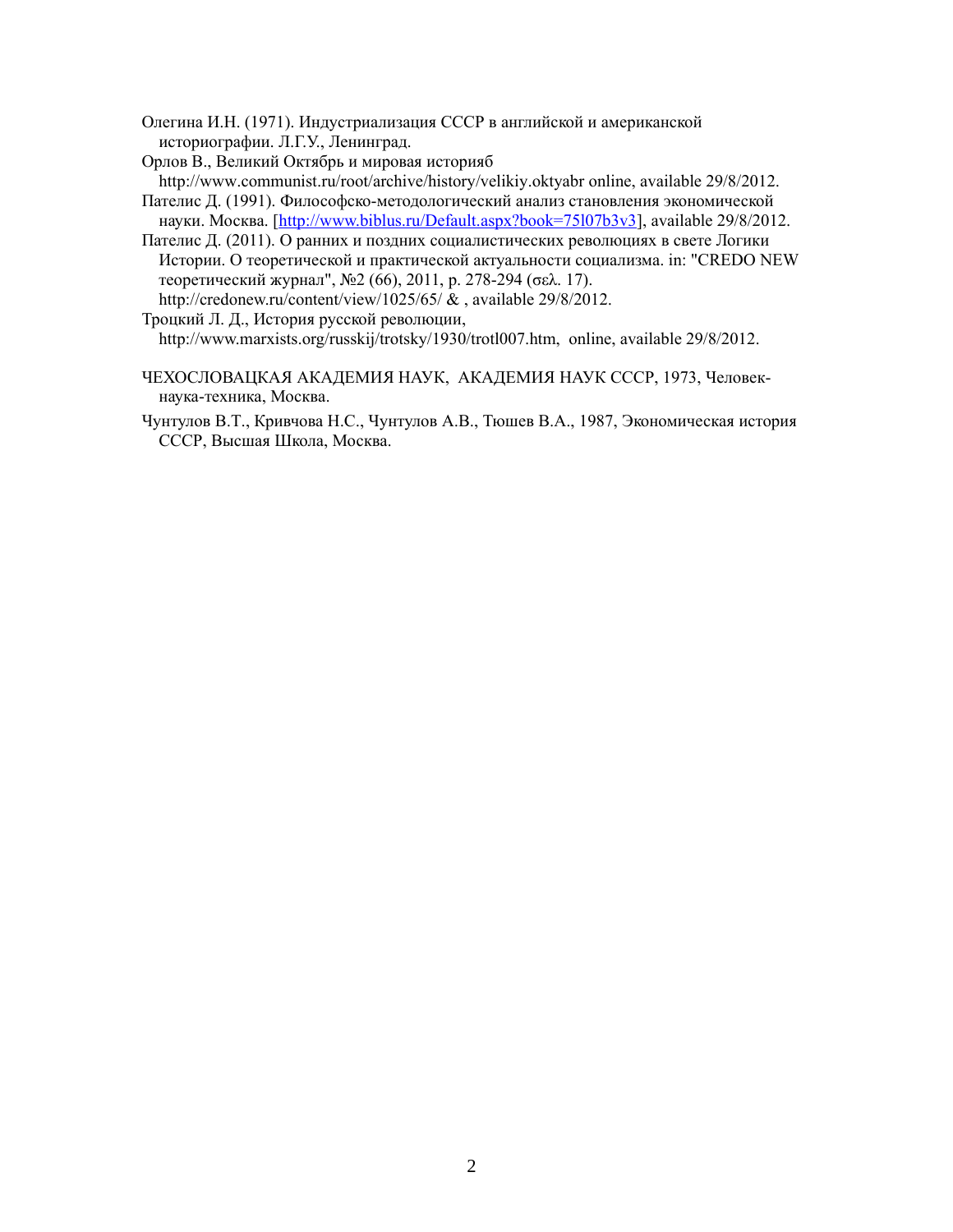Олегина И.Н. (1971). Индустриализация СССР в английской и американской историографии. Л.Г.У., Ленинград.

Орлов В., Великий Октябрь и мировая историяб http://www.communist.ru/root/archive/history/velikiy.oktyabr online, available 29/8/2012.

Пателис Д. (1991). Философско-методологический анализ становления экономической науки. Москва. [http://www.biblus.ru/Default.aspx?book=75l07b3v3], available 29/8/2012.

Пателис Д. (2011). О ранних и поздних социалистических революциях в свете Логики Истории. О теоретической и практической актуальности социализма. in: "CREDO NEW теоретический журнал", №2 (66), 2011, p. 278-294 (σελ. 17). http://credonew.ru/content/view/1025/65/ & , available 29/8/2012.

Троцкий Л. Д., История русской революции, http://www.marxists.org/russkij/trotsky/1930/trotl007.htm, online, available 29/8/2012.

ЧЕХОСЛОВАЦКАЯ АКАДЕМИЯ НАУК, АКАДЕМИЯ НАУК СССР, 1973, Человек-наука-техника, Москва.

Чунтулов В.Т., Кривчова Н.С., Чунтулов А.В., Тюшев В.А., 1987, Экономическая история СССР, Высшая Школа, Москва.